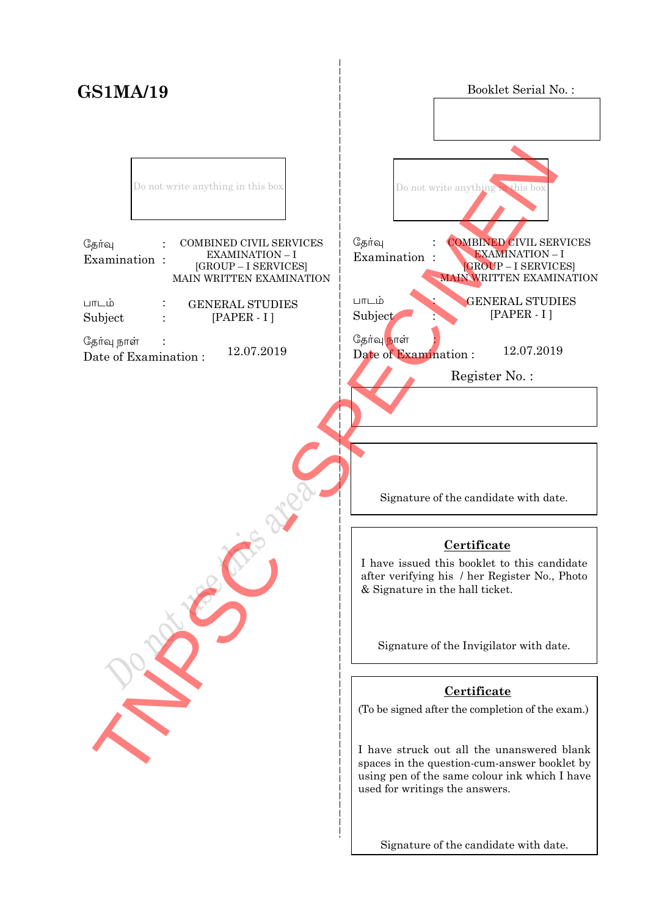# GS1MA/19

Booklet Serial No. :

Do not write anything in this box

தேர்வு : COMBINED CIVIL SERVICES EXAMINATION – I [GROUP – I SERVICES] MAIN WRITTEN EXAMINATION
Examination :

பாடம் : GENERAL STUDIES [PAPER - I ]
Subject :

தேர்வு நாள் :
Date of Examination : 12.07.2019

Do not use this area

Do not write anything in this box

தேர்வு : COMBINED CIVIL SERVICES EXAMINATION – I [GROUP – I SERVICES] MAIN WRITTEN EXAMINATION
Examination :

பாடம் : GENERAL STUDIES [PAPER - I ]
Subject :

தேர்வு நாள் :
Date of Examination : 12.07.2019

Register No. :

Signature of the candidate with date.

**Certificate**

I have issued this booklet to this candidate after verifying his / her Register No., Photo & Signature in the hall ticket.

Signature of the Invigilator with date.

**Certificate**

(To be signed after the completion of the exam.)

I have struck out all the unanswered blank spaces in the question-cum-answer booklet by using pen of the same colour ink which I have used for writings the answers.

Signature of the candidate with date.

TNPSC - SPECIMEN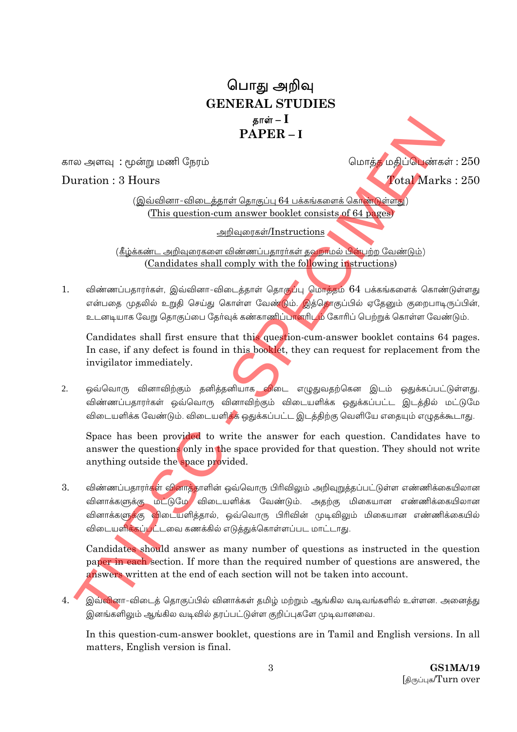# பொது அறிவு
# GENERAL STUDIES
## தாள் – I
## PAPER – I

கால அளவு : மூன்று மணி நேரம் | மொத்த மதிப்பெண்கள் : 250

Duration : 3 Hours | Total Marks : 250

(இவ்வினா-விடைத்தாள் தொகுப்பு 64 பக்கங்களைக் கொண்டுள்ளது)
(This question-cum answer booklet consists of 64 pages)

அறிவுரைகள்/Instructions

(கீழ்க்கண்ட அறிவுரைகளை விண்ணப்பதாரர்கள் தவறாமல் பின்பற்ற வேண்டும்)
(Candidates shall comply with the following instructions)

1. விண்ணப்பதாரர்கள், இவ்வினா-விடைத்தாள் தொகுப்பு மொத்தம் 64 பக்கங்களைக் கொண்டுள்ளது என்பதை முதலில் உறுதி செய்து கொள்ள வேண்டும். இத்தொகுப்பில் ஏதேனும் குறைபாடிருப்பின், உடனடியாக வேறு தொகுப்பை தேர்வுக் கண்காணிப்பாளரிடம் கோரிப் பெற்றுக் கொள்ள வேண்டும்.

   Candidates shall first ensure that this question-cum-answer booklet contains 64 pages. In case, if any defect is found in this booklet, they can request for replacement from the invigilator immediately.

2. ஒவ்வொரு வினாவிற்கும் தனித்தனியாக விடை எழுதுவதற்கென இடம் ஒதுக்கப்பட்டுள்ளது. விண்ணப்பதாரர்கள் ஒவ்வொரு வினாவிற்கும் விடையளிக்க ஒதுக்கப்பட்ட இடத்தில் மட்டுமே விடையளிக்க வேண்டும். விடையளிக்க ஒதுக்கப்பட்ட இடத்திற்கு வெளியே எதையும் எழுதக்கூடாது.

   Space has been provided to write the answer for each question. Candidates have to answer the questions only in the space provided for that question. They should not write anything outside the space provided.

3. விண்ணப்பதாரர்கள் வினாத்தாளின் ஒவ்வொரு பிரிவிலும் அறிவுறுத்தப்பட்டுள்ள எண்ணிக்கையிலான வினாக்களுக்கு மட்டுமே விடையளிக்க வேண்டும். அதற்கு மிகையான எண்ணிக்கையிலான வினாக்களுக்கு விடையளித்தால், ஒவ்வொரு பிரிவின் முடிவிலும் மிகையான எண்ணிக்கையில் விடையளிக்கப்பட்டவை கணக்கில் எடுத்துக்கொள்ளப்பட மாட்டாது.

   Candidates should answer as many number of questions as instructed in the question paper in each section. If more than the required number of questions are answered, the answers written at the end of each section will not be taken into account.

4. இவ்வினா-விடைத் தொகுப்பில் வினாக்கள் தமிழ் மற்றும் ஆங்கில வடிவங்களில் உள்ளன. அனைத்து இனங்களிலும் ஆங்கில வடிவில் தரப்பட்டுள்ள குறிப்புகளே முடிவானவை.

   In this question-cum-answer booklet, questions are in Tamil and English versions. In all matters, English version is final.

GS1MA/19

[திருப்புக/Turn over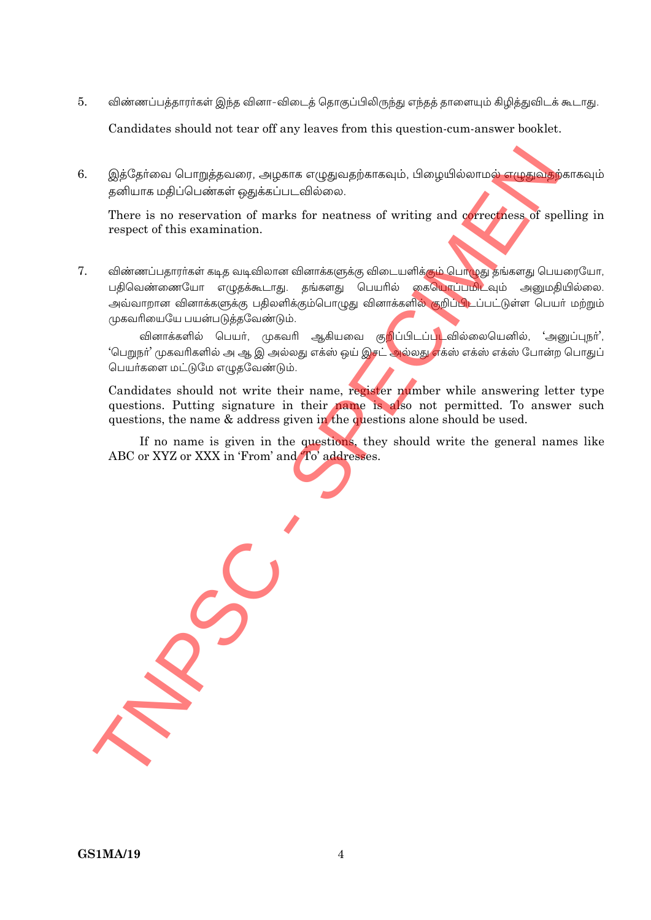5. விண்ணப்பத்தாரர்கள் இந்த வினா-விடைத் தொகுப்பிலிருந்து எந்தத் தாளையும் கிழித்துவிடக் கூடாது.

   Candidates should not tear off any leaves from this question-cum-answer booklet.

6. இத்தேர்வை பொறுத்தவரை, அழகாக எழுதுவதற்காகவும், பிழையில்லாமல் எழுதுவதற்காகவும் தனியாக மதிப்பெண்கள் ஒதுக்கப்படவில்லை.

   There is no reservation of marks for neatness of writing and correctness of spelling in respect of this examination.

7. விண்ணப்பதாரர்கள் கடித வடிவிலான வினாக்களுக்கு விடையளிக்கும் பொழுது தங்களது பெயரையோ, பதிவெண்ணையோ எழுதக்கூடாது. தங்களது பெயரில் கையொப்பமிடவும் அனுமதியில்லை. அவ்வாறான வினாக்களுக்கு பதிலளிக்கும்பொழுது வினாக்களில் குறிப்பிடப்பட்டுள்ள பெயர் மற்றும் முகவரியையே பயன்படுத்தவேண்டும்.

   வினாக்களில் பெயர், முகவரி ஆகியவை குறிப்பிடப்படவில்லையெனில், 'அனுப்புநர்', 'பெறுநர்' முகவரிகளில் அ ஆ இ அல்லது எக்ஸ் ஒய் இசட் அல்லது எக்ஸ் எக்ஸ் எக்ஸ் போன்ற பொதுப் பெயர்களை மட்டுமே எழுதவேண்டும்.

   Candidates should not write their name, register number while answering letter type questions. Putting signature in their name is also not permitted. To answer such questions, the name & address given in the questions alone should be used.

   If no name is given in the questions, they should write the general names like ABC or XYZ or XXX in 'From' and 'To' addresses.

GS1MA/19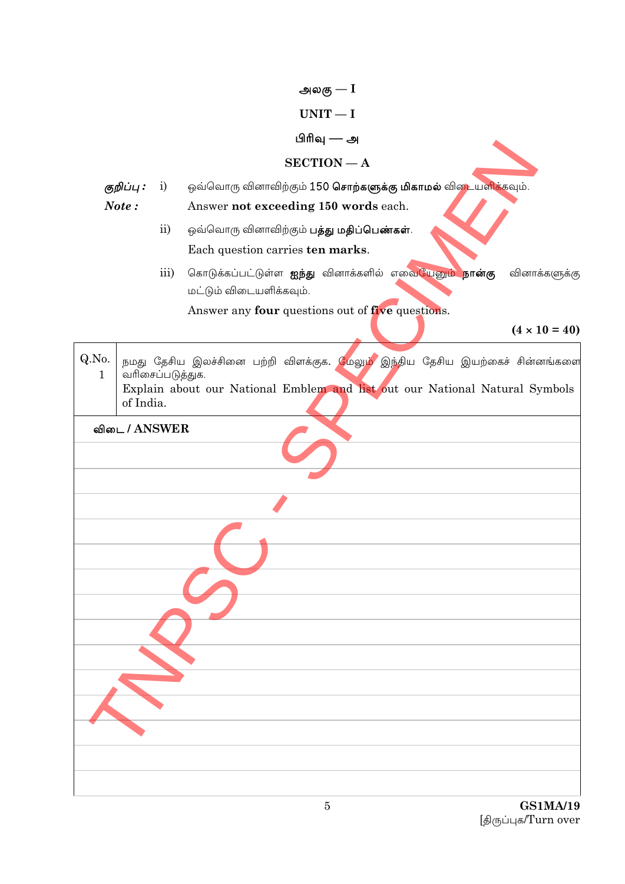# அலகு — I

# UNIT — I

## பிரிவு — அ

## SECTION — A

*குறிப்பு :* i) ஒவ்வொரு வினாவிற்கும் 150 **சொற்களுக்கு மிகாமல்** விடையளிக்கவும்.

***Note :*** Answer **not exceeding 150 words** each.

ii) ஒவ்வொரு வினாவிற்கும் **பத்து மதிப்பெண்கள்**.

Each question carries **ten marks**.

iii) கொடுக்கப்பட்டுள்ள **ஐந்து** வினாக்களில் எவையேனும் **நான்கு** வினாக்களுக்கு மட்டும் விடையளிக்கவும்.

Answer any **four** questions out of **five** questions.

**(4 × 10 = 40)**

| Q.No. | |
|---|---|
| 1 | நமது தேசிய இலச்சினை பற்றி விளக்குக. மேலும் இந்திய தேசிய இயற்கைச் சின்னங்களை வரிசைப்படுத்துக.<br>Explain about our National Emblem and list out our National Natural Symbols of India. |

**விடை / ANSWER**

TNPSC - SPECIMEN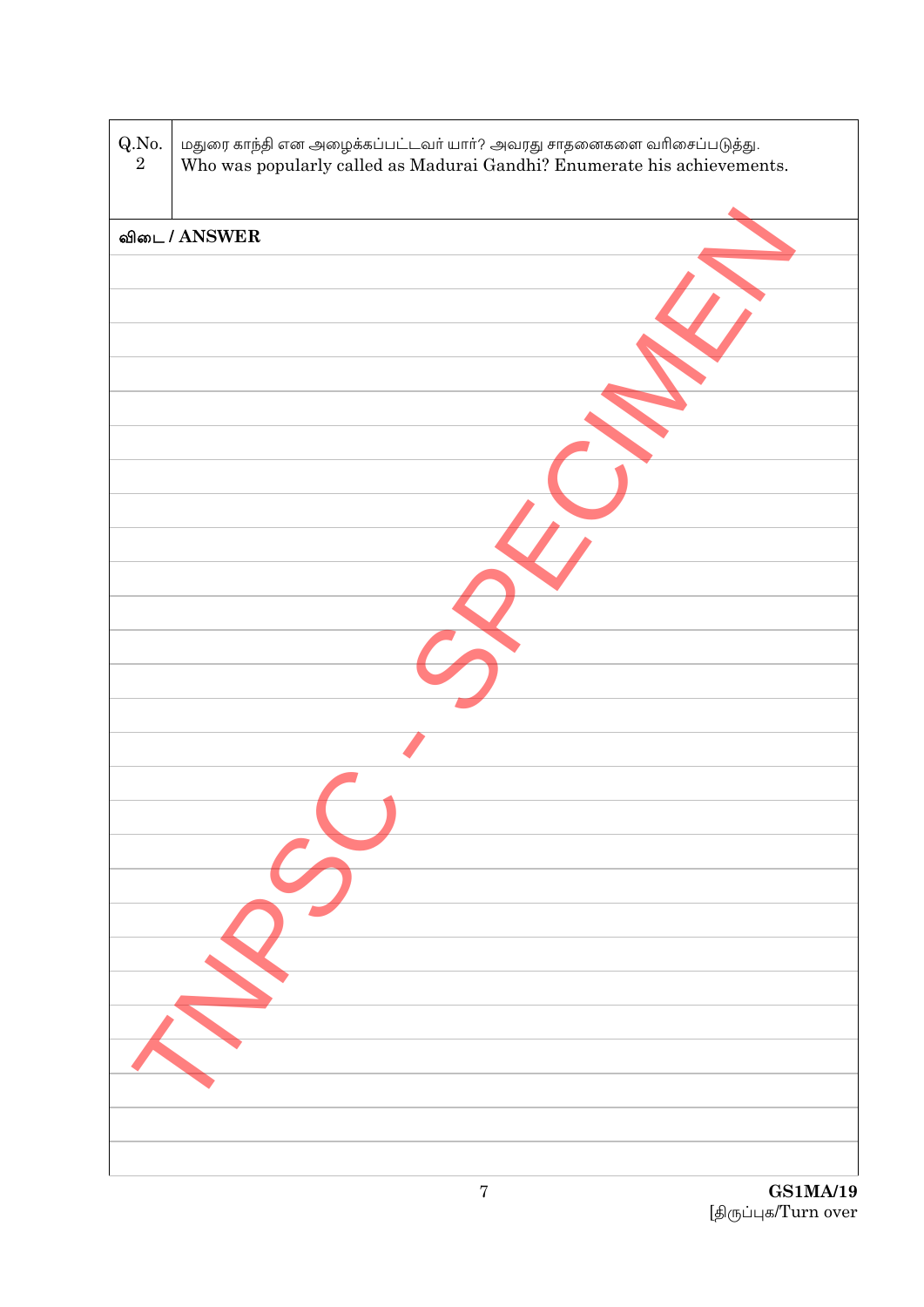| Q.No. | |
|---|---|
| 2 | மதுரை காந்தி என அழைக்கப்பட்டவர் யார்? அவரது சாதனைகளை வரிசைப்படுத்து. Who was popularly called as Madurai Gandhi? Enumerate his achievements. |

**விடை / ANSWER**

TNPSC - SPECIMEN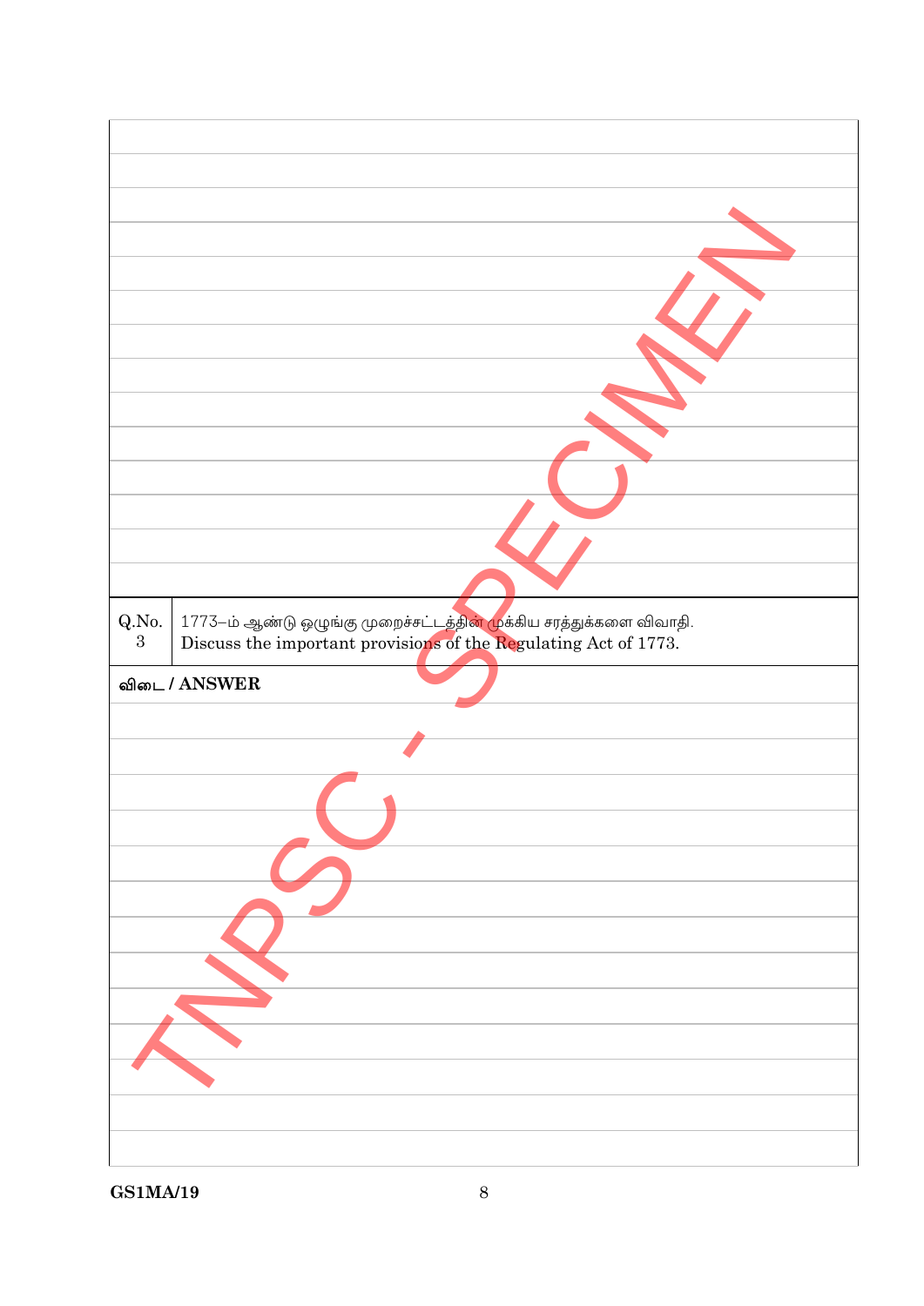| Q.No. | |
|---|---|
| 3 | 1773–ம் ஆண்டு ஒழுங்கு முறைச்சட்டத்தின் முக்கிய சரத்துக்களை விவாதி.<br>Discuss the important provisions of the Regulating Act of 1773. |

**விடை / ANSWER**

TNPSC - SPECIMEN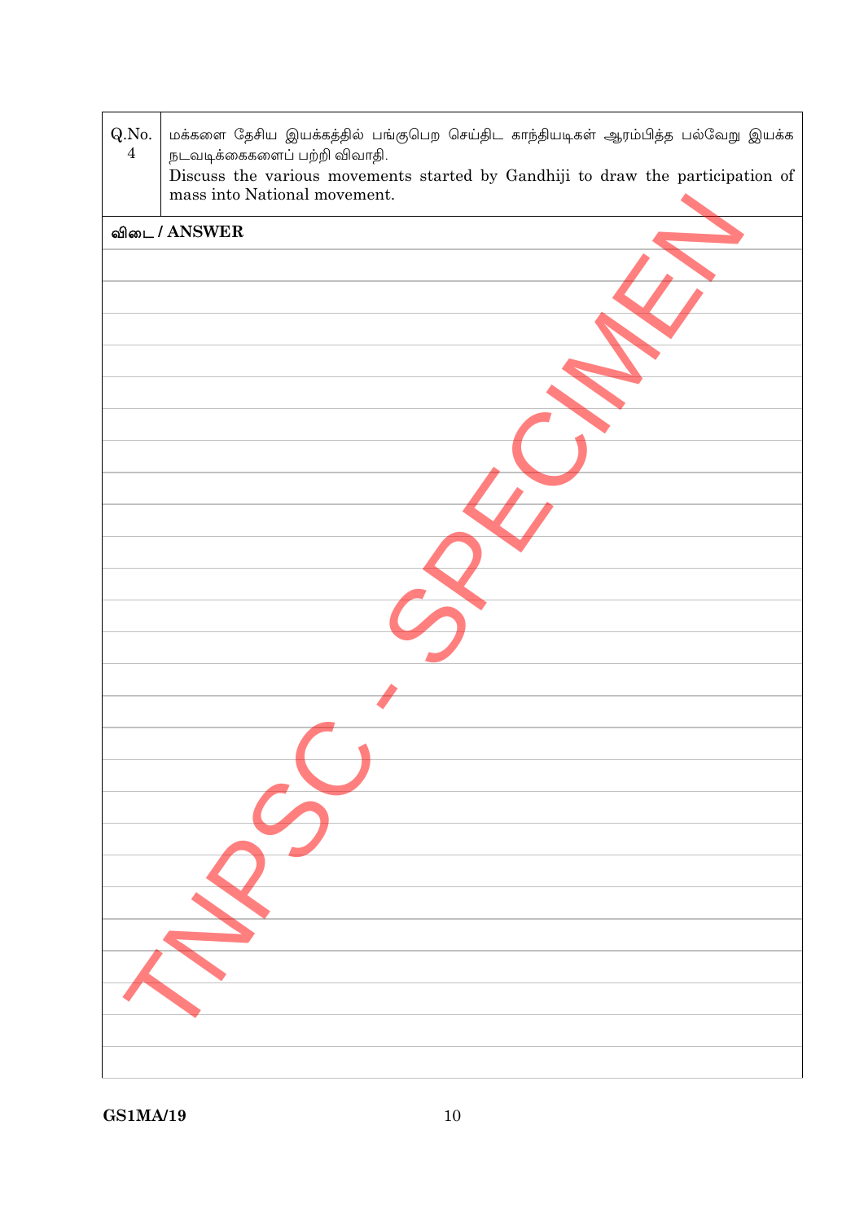| Q.No. 4 | மக்களை தேசிய இயக்கத்தில் பங்குபெற செய்திட காந்தியடிகள் ஆரம்பித்த பல்வேறு இயக்க நடவடிக்கைகளைப் பற்றி விவாதி. Discuss the various movements started by Gandhiji to draw the participation of mass into National movement. |
|---|---|

**விடை / ANSWER**

TNPSC - SPECIMEN

GS1MA/19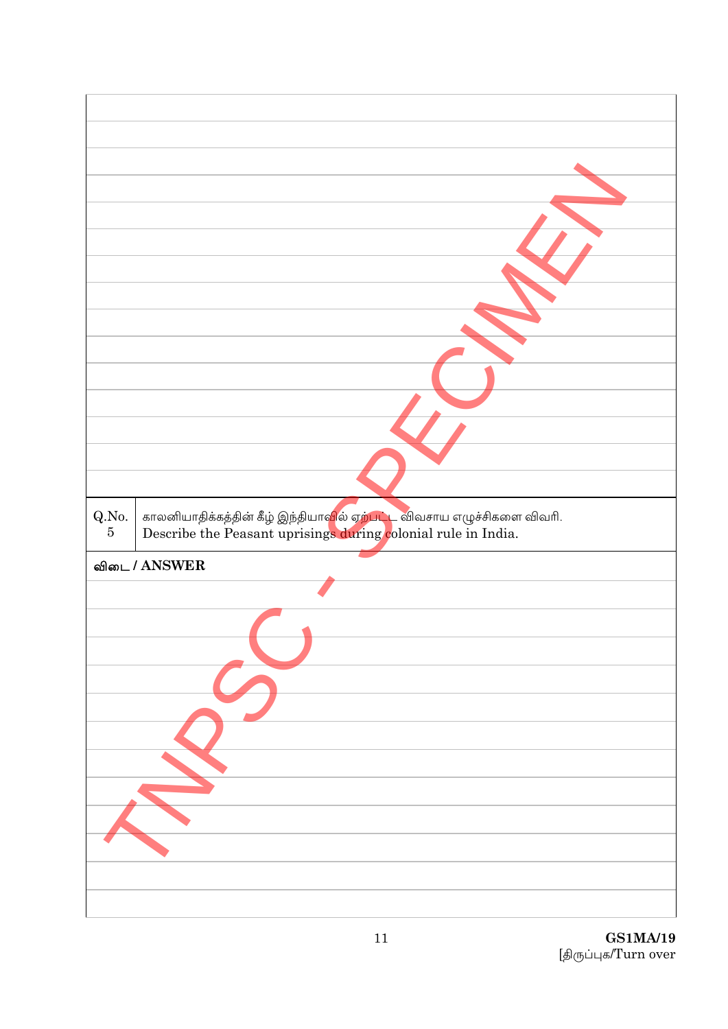| Q.No. | |
|---|---|
| 5 | காலனியாதிக்கத்தின் கீழ் இந்தியாவில் ஏற்பட்ட விவசாய எழுச்சிகளை விவரி. Describe the Peasant uprisings during colonial rule in India. |

**விடை / ANSWER**

TNPSC - SPECIMEN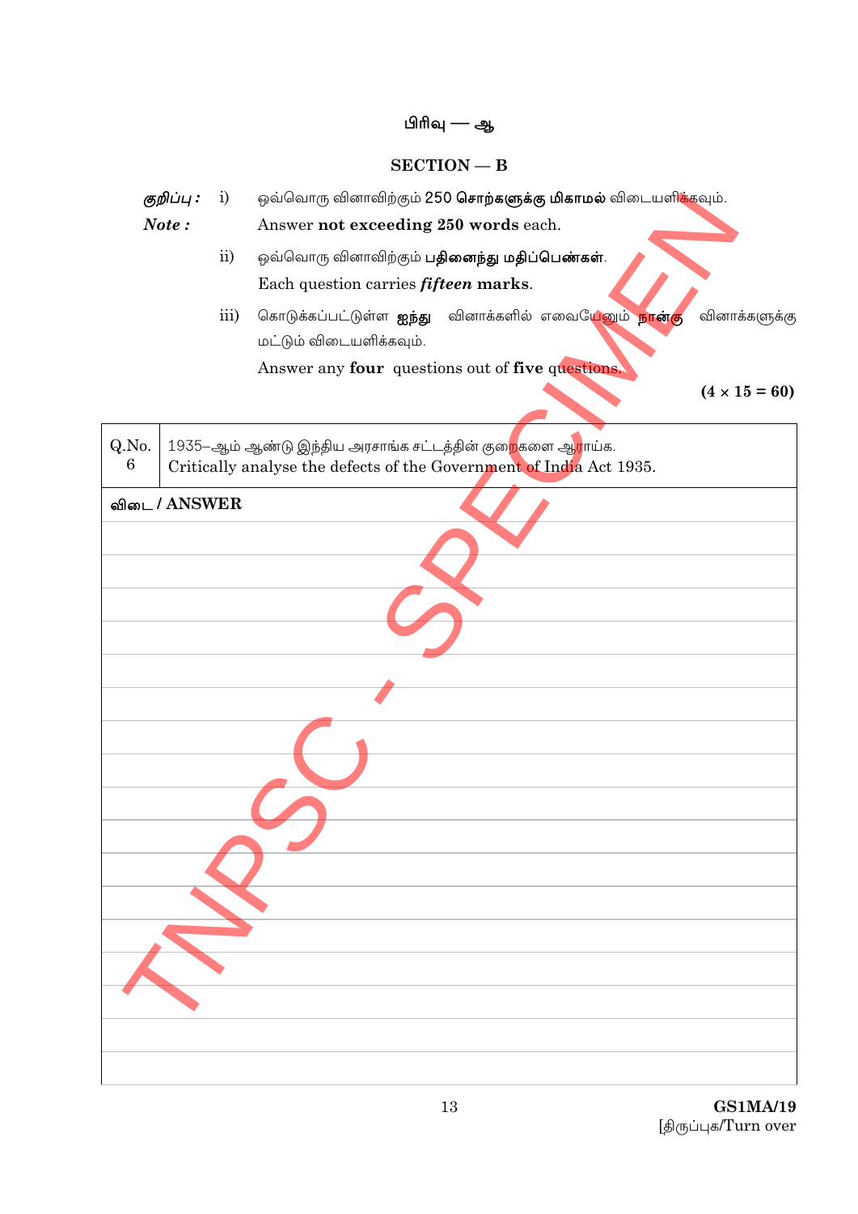பிரிவு — ஆ

## SECTION — B

*குறிப்பு :* i) ஒவ்வொரு வினாவிற்கும் 250 **சொற்களுக்கு மிகாமல்** விடையளிக்கவும்.

*Note :* Answer **not exceeding 250 words** each.

ii) ஒவ்வொரு வினாவிற்கும் **பதினைந்து மதிப்பெண்கள்**.

Each question carries ***fifteen*** **marks**.

iii) கொடுக்கப்பட்டுள்ள **ஐந்து** வினாக்களில் எவையேனும் **நான்கு** வினாக்களுக்கு மட்டும் விடையளிக்கவும்.

Answer any **four** questions out of **five** questions.

**(4 × 15 = 60)**

| Q.No. | |
|---|---|
| 6 | 1935–ஆம் ஆண்டு இந்திய அரசாங்க சட்டத்தின் குறைகளை ஆராய்க.<br>Critically analyse the defects of the Government of India Act 1935. |

**விடை / ANSWER**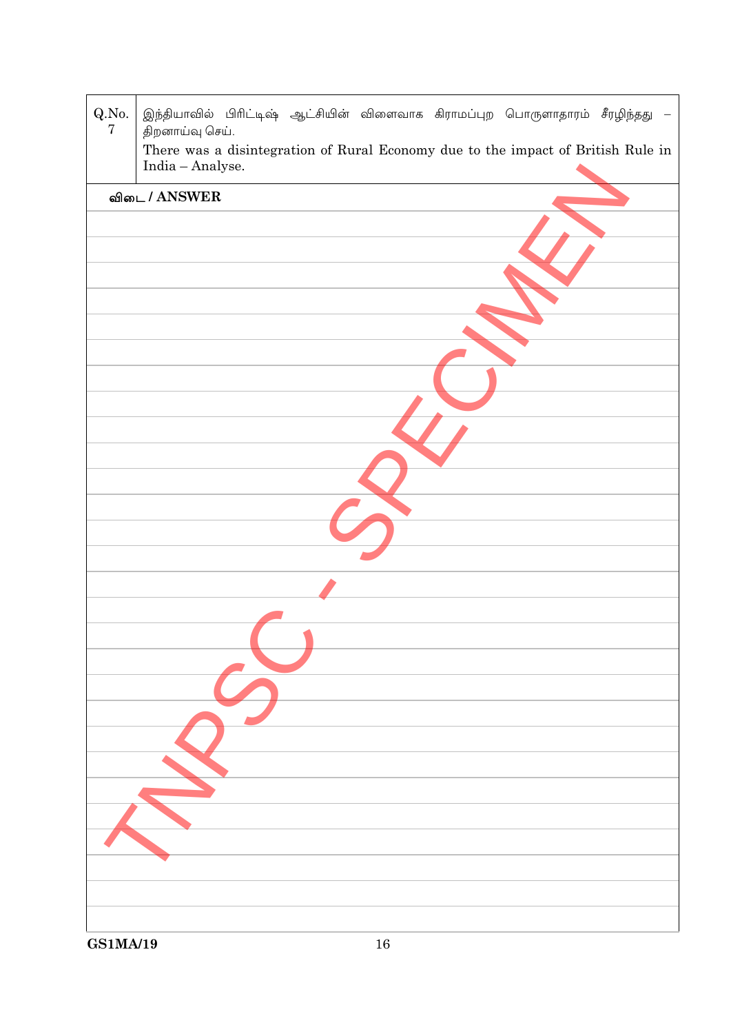| Q.No. 7 | இந்தியாவில் பிரிட்டிஷ் ஆட்சியின் விளைவாக கிராமப்புற பொருளாதாரம் சீரழிந்தது – திறனாய்வு செய். There was a disintegration of Rural Economy due to the impact of British Rule in India – Analyse. |
|---|---|

**விடை / ANSWER**

TNPSC - SPECIMEN

GS1MA/19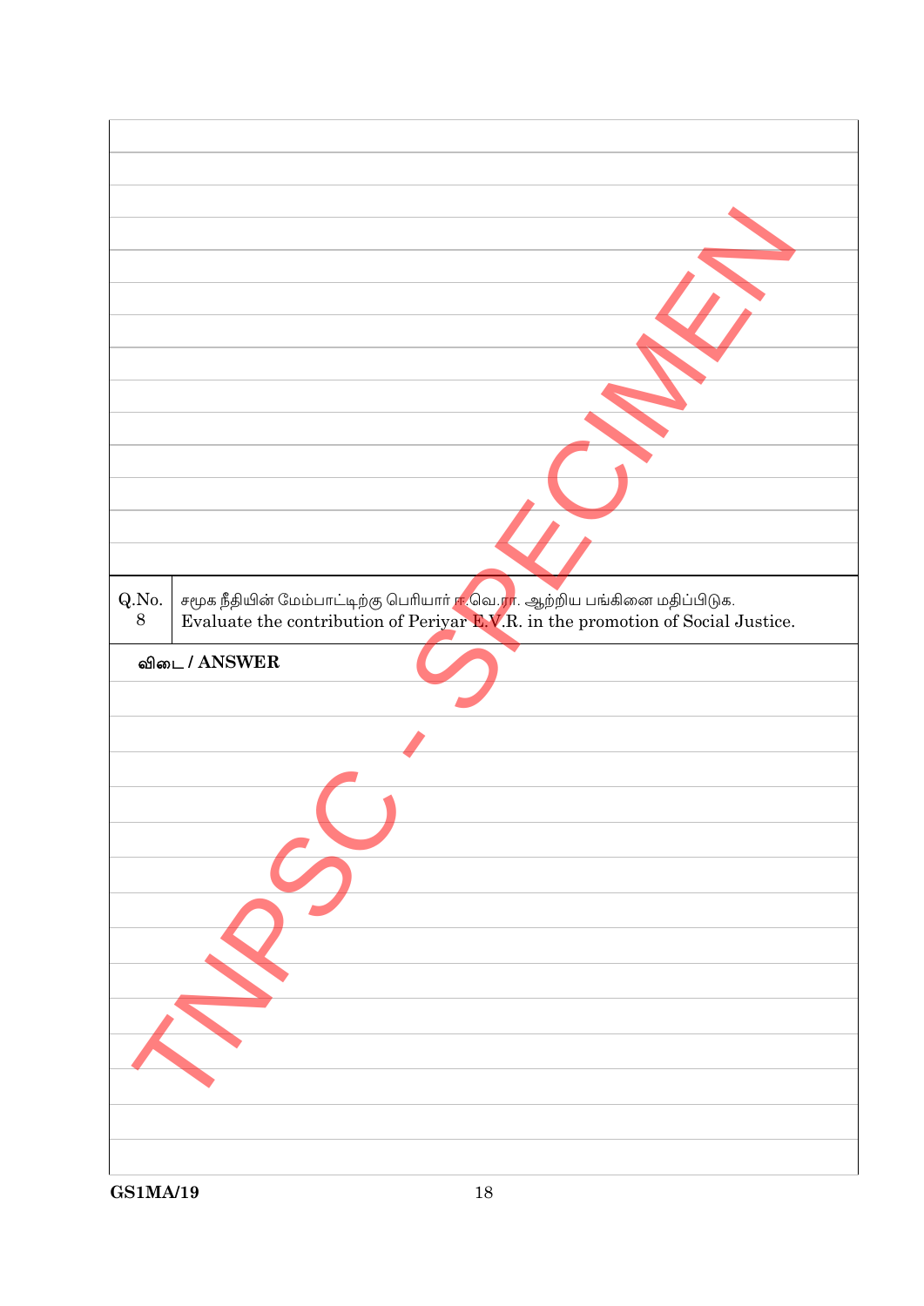| Q.No. | |
|---|---|
| 8 | சமூக நீதியின் மேம்பாட்டிற்கு பெரியார் ஈ.வெ.ரா. ஆற்றிய பங்கினை மதிப்பிடுக.<br>Evaluate the contribution of Periyar E.V.R. in the promotion of Social Justice. |

**விடை / ANSWER**

TNPSC - SPECIMEN

GS1MA/19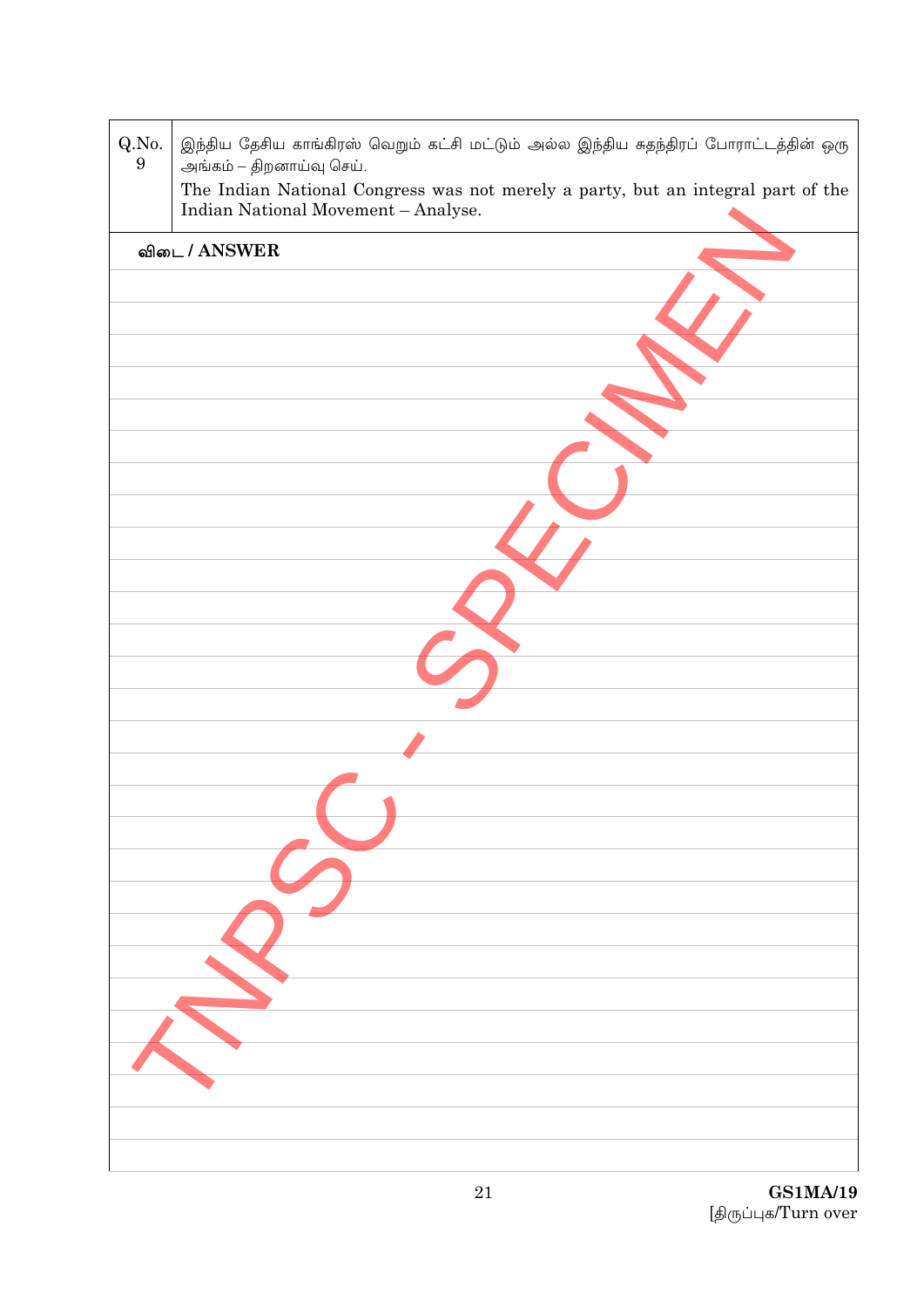| Q.No. | |
|---|---|
| 9 | இந்திய தேசிய காங்கிரஸ் வெறும் கட்சி மட்டும் அல்ல இந்திய சுதந்திரப் போராட்டத்தின் ஒரு அங்கம் – திறனாய்வு செய். The Indian National Congress was not merely a party, but an integral part of the Indian National Movement – Analyse. |

**விடை / ANSWER**

TNPSC - SPECIMEN

GS1MA/19

[திருப்புக/Turn over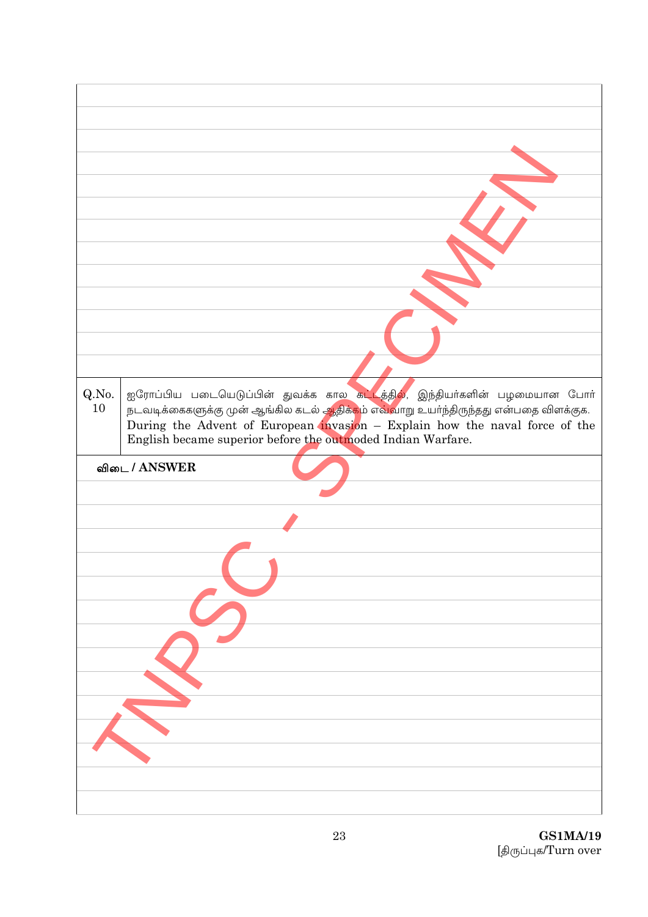| Q.No. | |
| --- | --- |
| 10 | ஐரோப்பிய படையெடுப்பின் துவக்க கால கட்டத்தில், இந்தியர்களின் பழமையான போர் நடவடிக்கைகளுக்கு முன் ஆங்கில கடல் ஆதிக்கம் எவ்வாறு உயர்ந்திருந்தது என்பதை விளக்குக. During the Advent of European invasion – Explain how the naval force of the English became superior before the outmoded Indian Warfare. |

**விடை / ANSWER**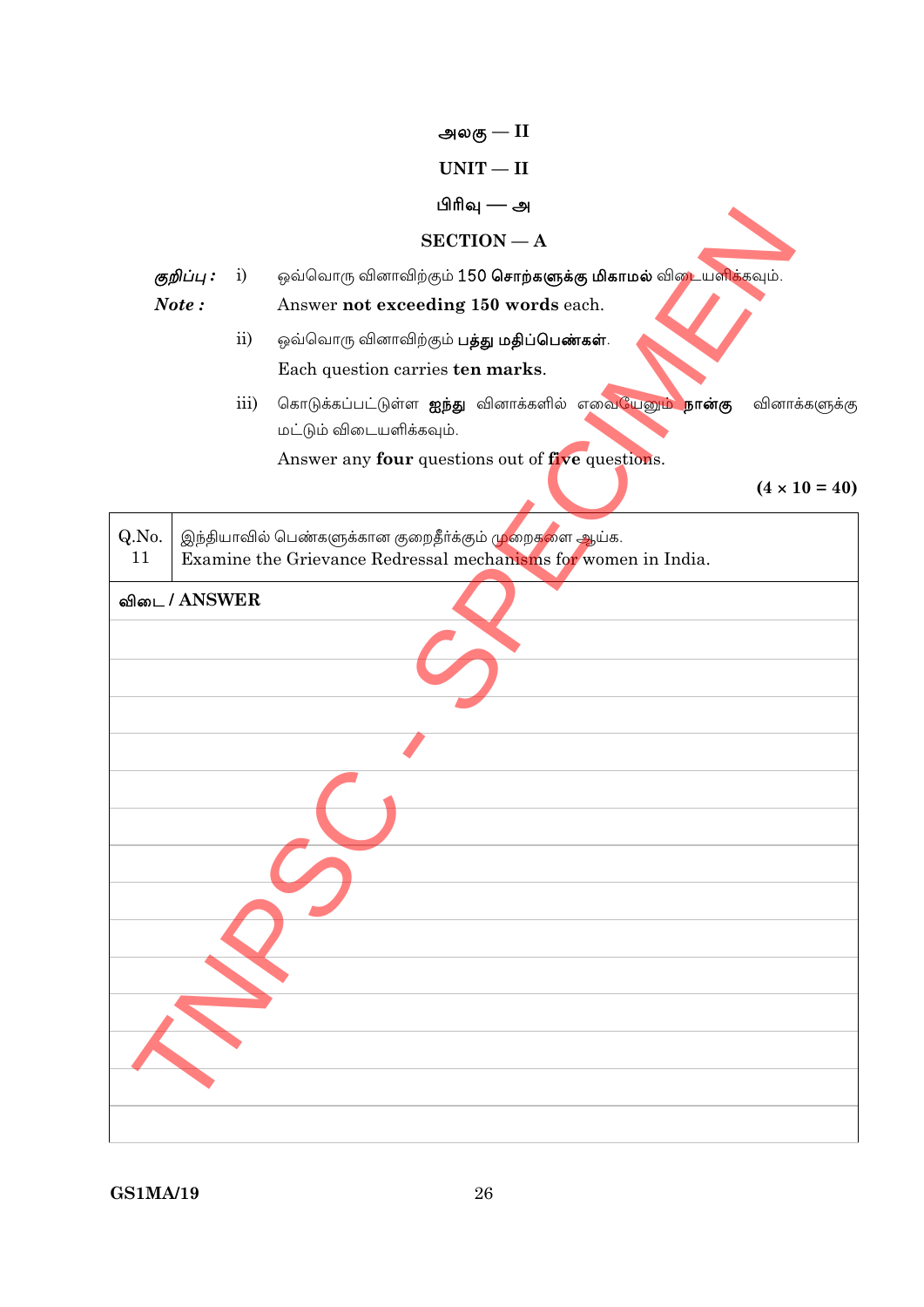# அலகு — II

# UNIT — II

## பிரிவு — அ

## SECTION — A

*குறிப்பு :* i) ஒவ்வொரு வினாவிற்கும் 150 **சொற்களுக்கு மிகாமல்** விடையளிக்கவும்.

***Note :*** Answer **not exceeding 150 words** each.

ii) ஒவ்வொரு வினாவிற்கும் **பத்து மதிப்பெண்கள்**.

Each question carries **ten marks**.

iii) கொடுக்கப்பட்டுள்ள **ஐந்து** வினாக்களில் எவையேனும் **நான்கு** வினாக்களுக்கு மட்டும் விடையளிக்கவும்.

Answer any **four** questions out of **five** questions.

**(4 × 10 = 40)**

| Q.No. | |
|---|---|
| 11 | இந்தியாவில் பெண்களுக்கான குறைதீர்க்கும் முறைகளை ஆய்க. Examine the Grievance Redressal mechanisms for women in India. |

**விடை / ANSWER**

GS1MA/19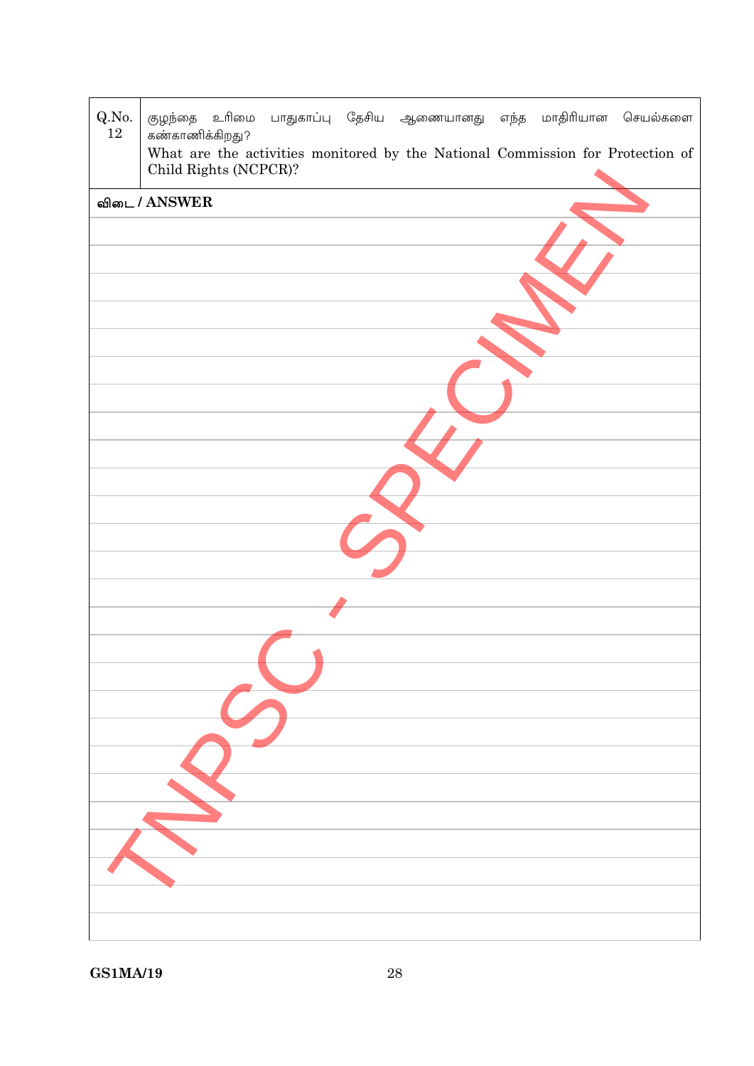| Q.No. | |
|---|---|
| 12 | குழந்தை உரிமை பாதுகாப்பு தேசிய ஆணையானது எந்த மாதிரியான செயல்களை கண்காணிக்கிறது? What are the activities monitored by the National Commission for Protection of Child Rights (NCPCR)? |

**விடை / ANSWER**

TNPSC - SPECIMEN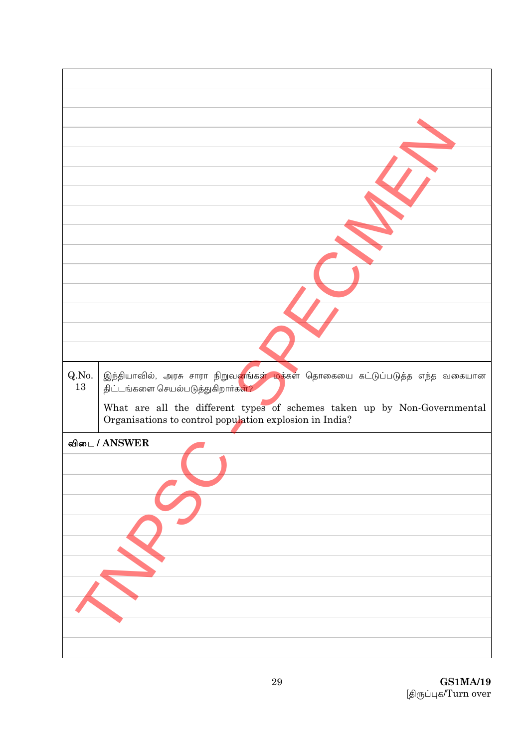| Q.No. | |
|---|---|
| 13 | இந்தியாவில், அரசு சாரா நிறுவனங்கள் மக்கள் தொகையை கட்டுப்படுத்த எந்த வகையான திட்டங்களை செயல்படுத்துகிறார்கள்?<br><br>What are all the different types of schemes taken up by Non-Governmental Organisations to control population explosion in India? |

**விடை / ANSWER**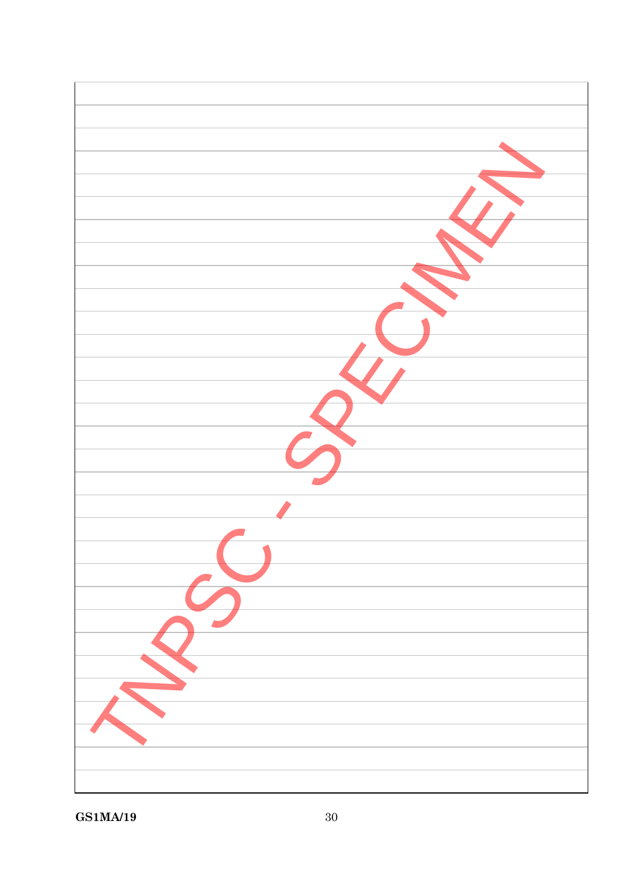TNPSC - SPECIMEN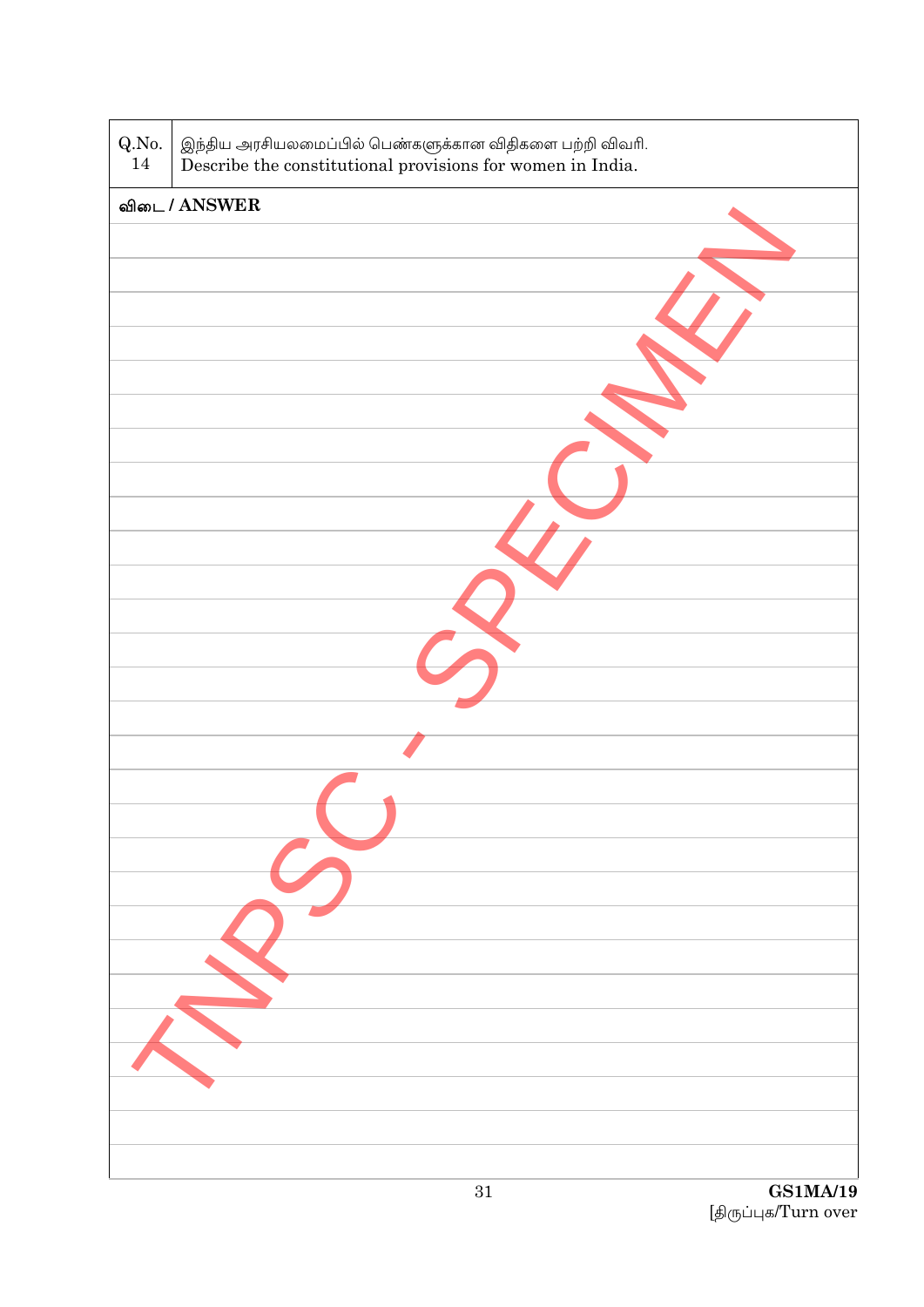| Q.No. | |
|---|---|
| 14 | இந்திய அரசியலமைப்பில் பெண்களுக்கான விதிகளை பற்றி விவரி. Describe the constitutional provisions for women in India. |

**விடை / ANSWER**

TNPSC - SPECIMEN

**GS1MA/19**

[திருப்புக/Turn over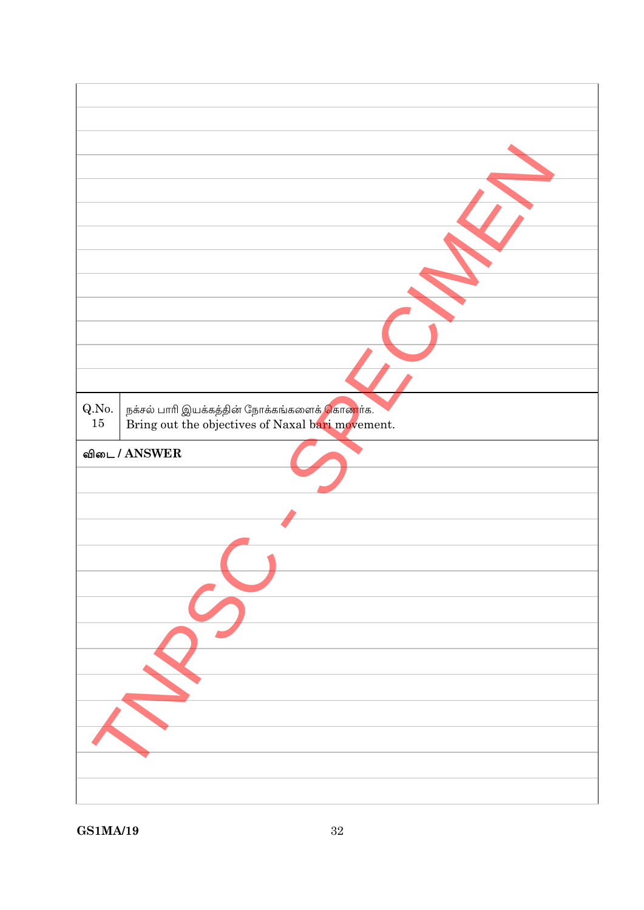| Q.No. | |
| --- | --- |
| 15 | நக்சல் பாரி இயக்கத்தின் நோக்கங்களைக் கொணர்க.<br>Bring out the objectives of Naxal bari movement. |

**விடை / ANSWER**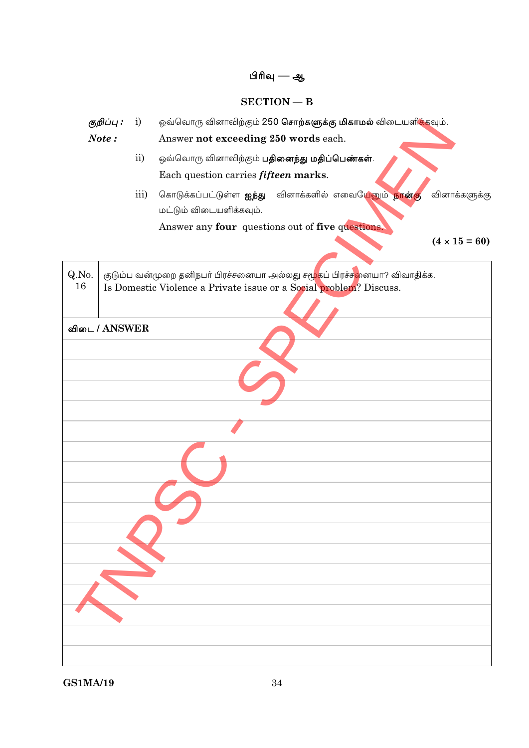# பிரிவு — ஆ

# SECTION — B

*குறிப்பு :* i) ஒவ்வொரு வினாவிற்கும் 250 **சொற்களுக்கு மிகாமல்** விடையளிக்கவும்.

*Note :* Answer **not exceeding 250 words** each.

ii) ஒவ்வொரு வினாவிற்கும் **பதினைந்து மதிப்பெண்கள்**.

Each question carries ***fifteen* marks**.

iii) கொடுக்கப்பட்டுள்ள **ஐந்து** வினாக்களில் எவையேனும் **நான்கு** வினாக்களுக்கு மட்டும் விடையளிக்கவும்.

Answer any **four** questions out of **five** questions.

**(4 × 15 = 60)**

| Q.No. | |
|---|---|
| 16 | குடும்ப வன்முறை தனிநபர் பிரச்சனையா அல்லது சமூகப் பிரச்சனையா? விவாதிக்க. <br> Is Domestic Violence a Private issue or a Social problem? Discuss. |

**விடை / ANSWER**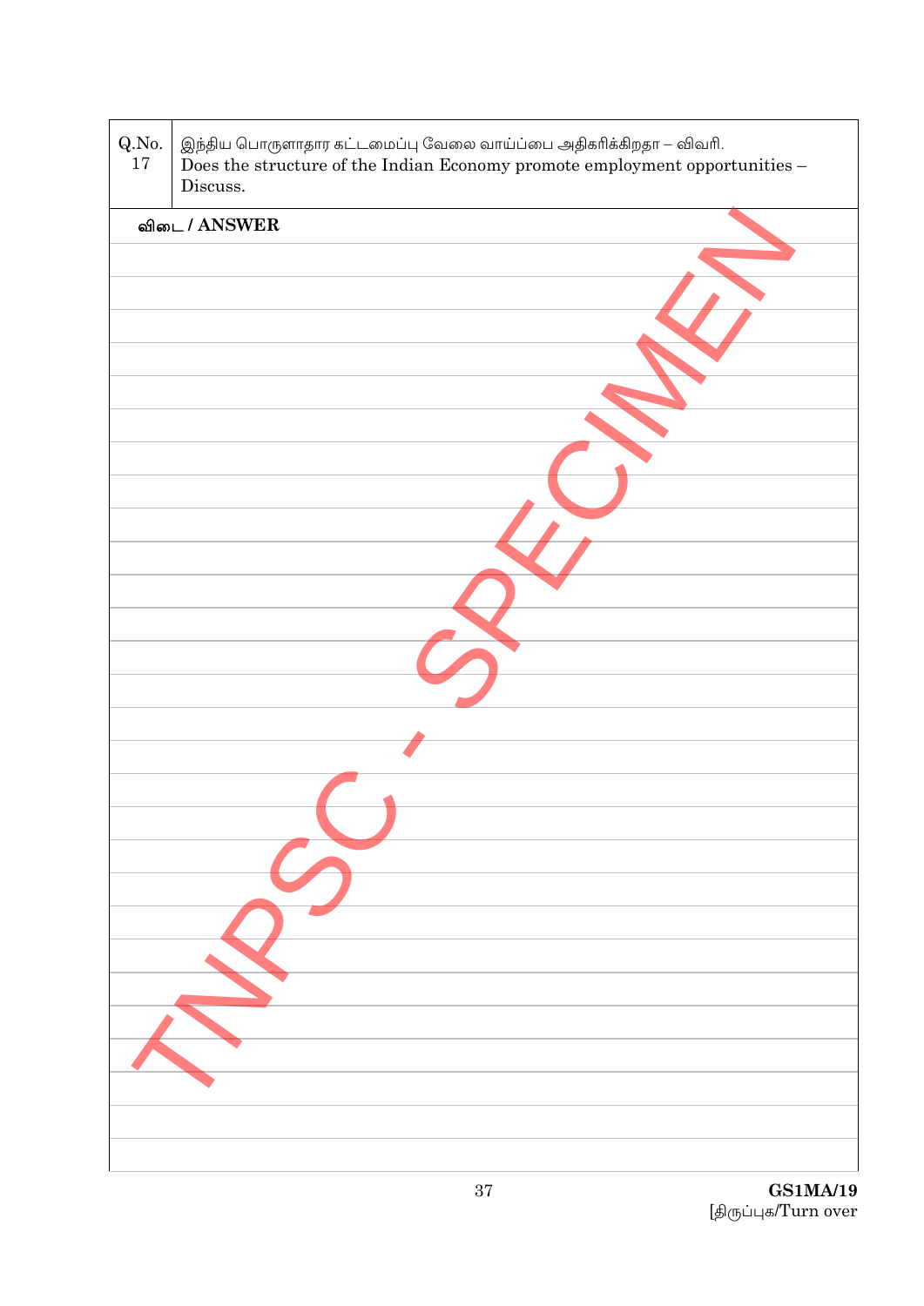| Q.No. 17 | இந்திய பொருளாதார கட்டமைப்பு வேலை வாய்ப்பை அதிகரிக்கிறதா – விவரி. Does the structure of the Indian Economy promote employment opportunities – Discuss. |
|---|---|

**விடை / ANSWER**

TNPSC - SPECIMEN

GS1MA/19

[திருப்புக/Turn over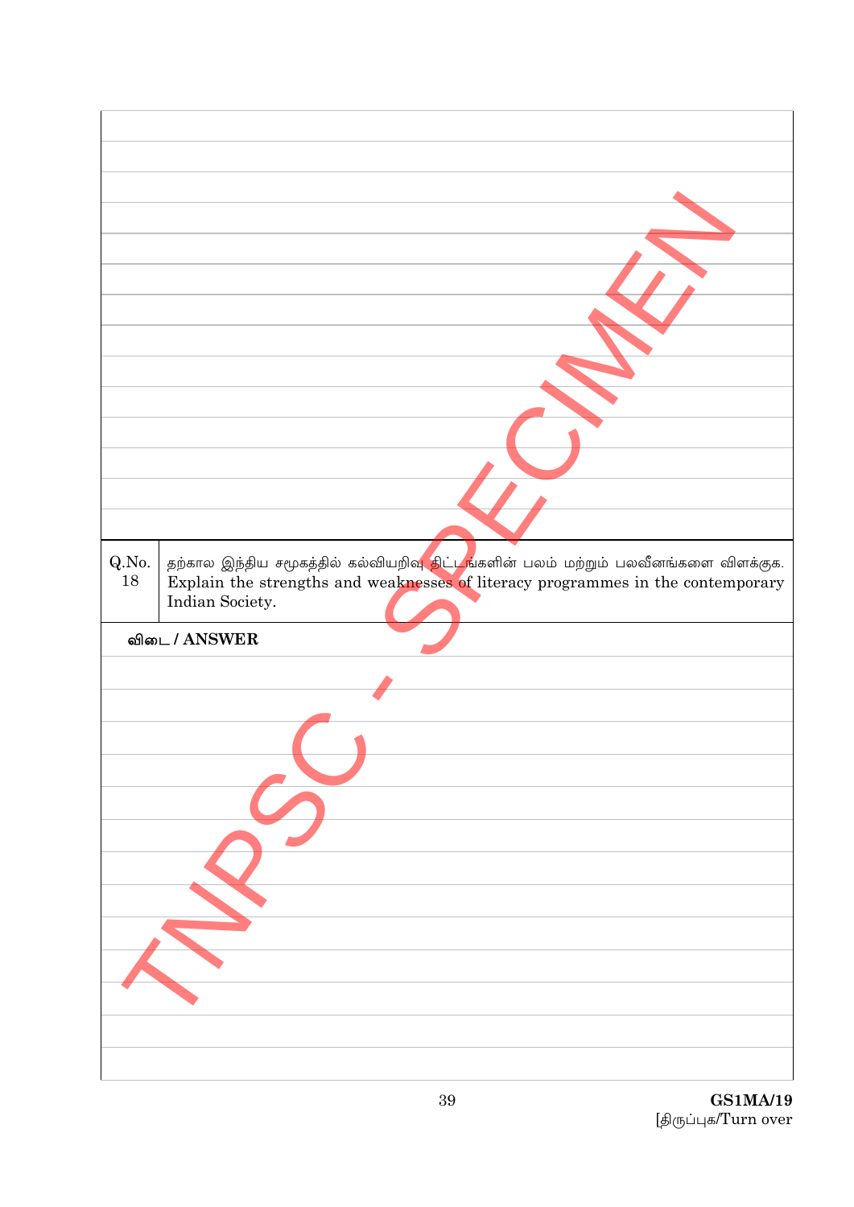| Q.No. | |
| --- | --- |
| 18 | தற்கால இந்திய சமூகத்தில் கல்வியறிவு திட்டங்களின் பலம் மற்றும் பலவீனங்களை விளக்குக. Explain the strengths and weaknesses of literacy programmes in the contemporary Indian Society. |

**விடை / ANSWER**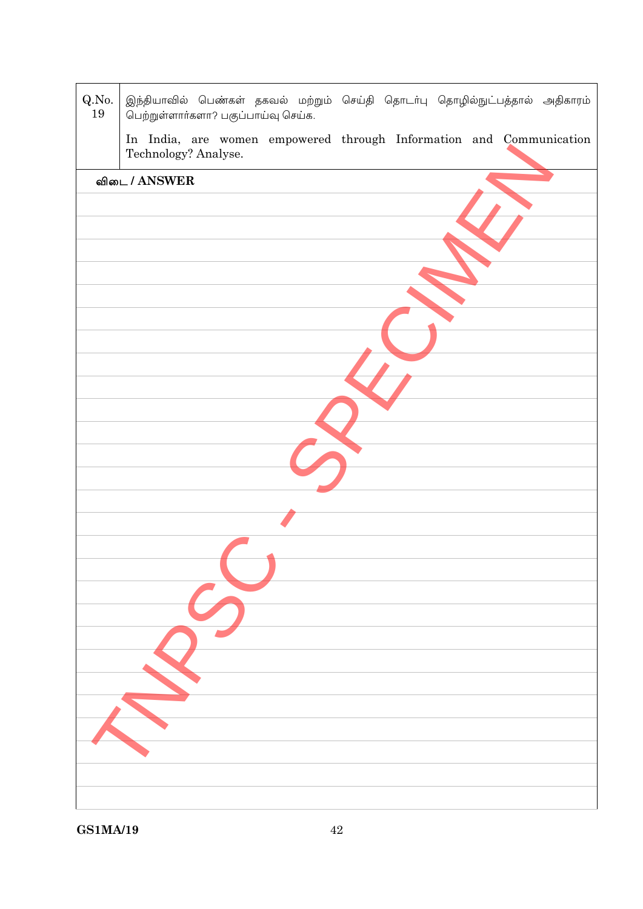| Q.No. 19 | இந்தியாவில் பெண்கள் தகவல் மற்றும் செய்தி தொடர்பு தொழில்நுட்பத்தால் அதிகாரம் பெற்றுள்ளார்களா? பகுப்பாய்வு செய்க. <br> In India, are women empowered through Information and Communication Technology? Analyse. |
|---|---|

**விடை / ANSWER**

TNPSC - SPECIMEN

GS1MA/19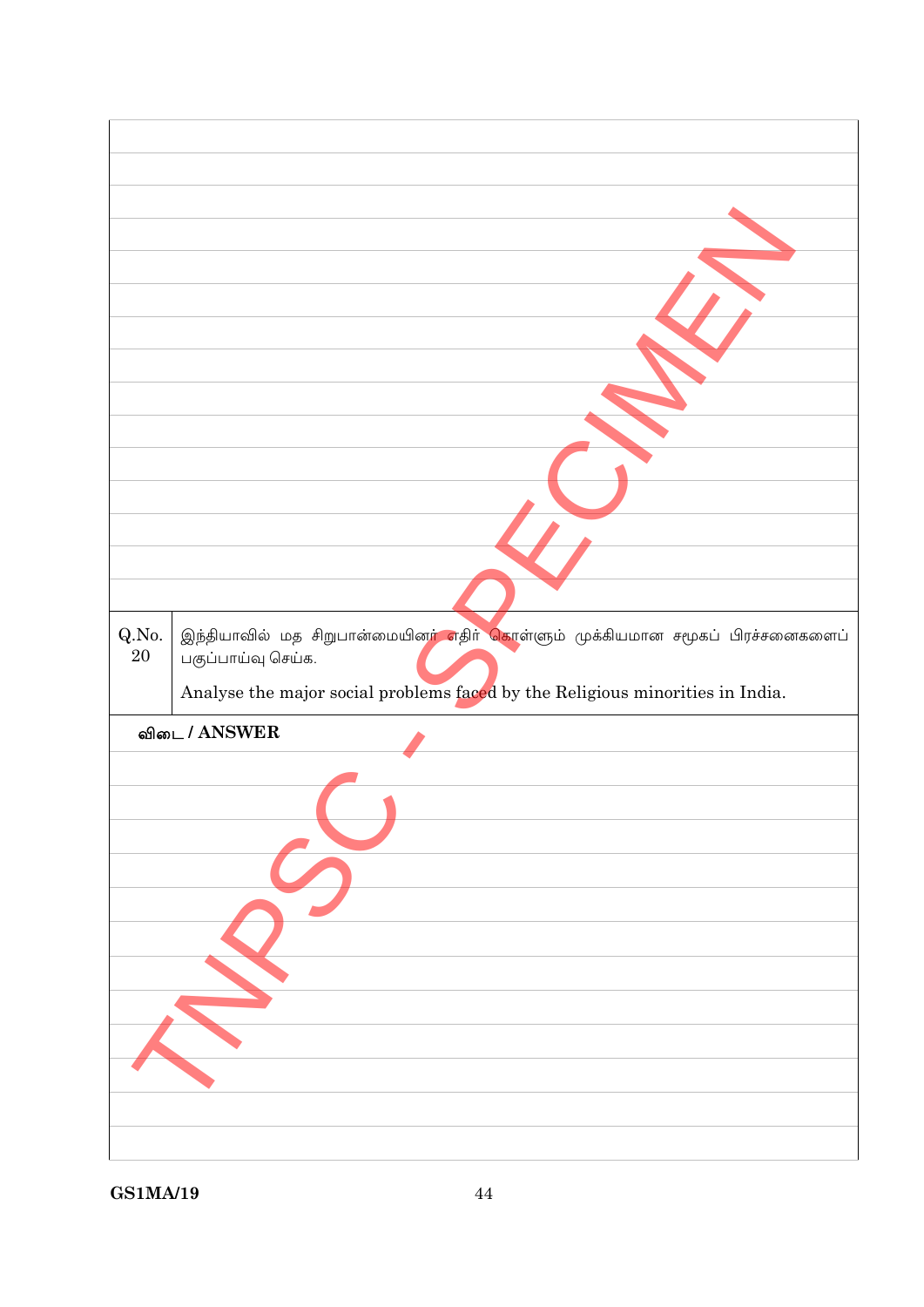| Q.No. | |
|---|---|
| 20 | இந்தியாவில் மத சிறுபான்மையினர் எதிர் கொள்ளும் முக்கியமான சமூகப் பிரச்சனைகளைப் பகுப்பாய்வு செய்க.<br><br>Analyse the major social problems faced by the Religious minorities in India. |

**விடை / ANSWER**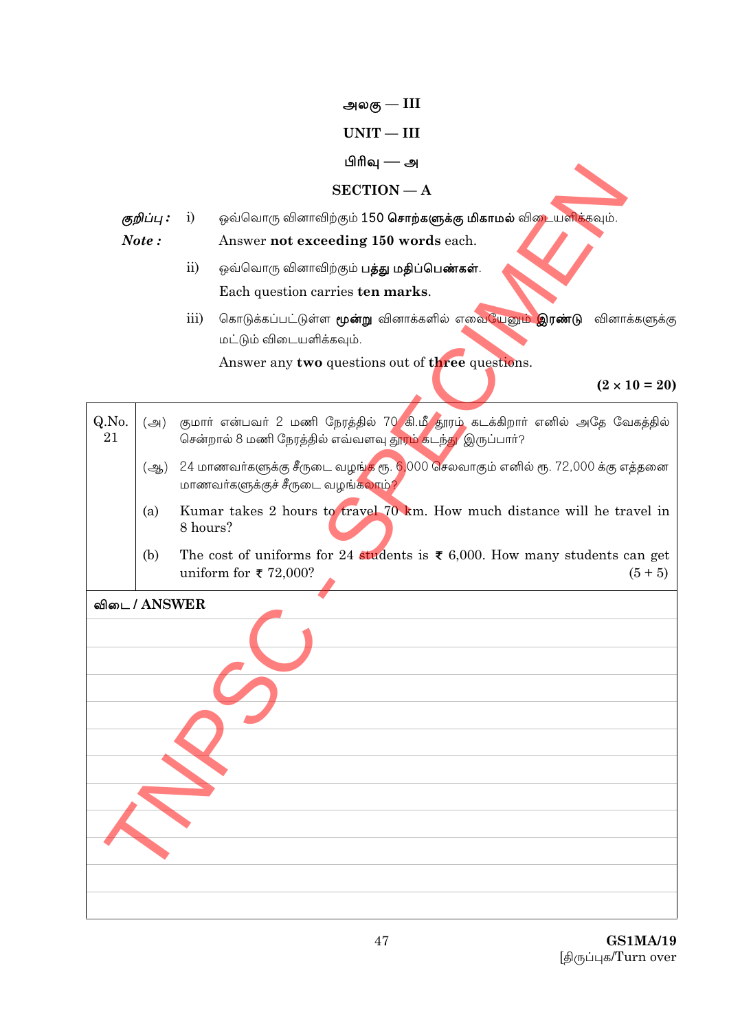# அலகு — III

# UNIT — III

## பிரிவு — அ

## SECTION — A

குறிப்பு : i) ஒவ்வொரு வினாவிற்கும் 150 **சொற்களுக்கு மிகாமல்** விடையளிக்கவும்.

*Note :* Answer **not exceeding 150 words** each.

ii) ஒவ்வொரு வினாவிற்கும் **பத்து மதிப்பெண்கள்**.

Each question carries **ten marks**.

iii) கொடுக்கப்பட்டுள்ள **மூன்று** வினாக்களில் எவையேனும் **இரண்டு** வினாக்களுக்கு மட்டும் விடையளிக்கவும்.

Answer any **two** questions out of **three** questions.

**(2 × 10 = 20)**

| | | |
|---|---|---|
| Q.No. 21 | (அ) | குமார் என்பவர் 2 மணி நேரத்தில் 70 கி.மீ தூரம் கடக்கிறார் எனில் அதே வேகத்தில் சென்றால் 8 மணி நேரத்தில் எவ்வளவு தூரம் கடந்து இருப்பார்? |
| | (ஆ) | 24 மாணவர்களுக்கு சீருடை வழங்க ரூ. 6,000 செலவாகும் எனில் ரூ. 72,000 க்கு எத்தனை மாணவர்களுக்குச் சீருடை வழங்கலாம்? |
| | (a) | Kumar takes 2 hours to travel 70 km. How much distance will he travel in 8 hours? |
| | (b) | The cost of uniforms for 24 students is ₹ 6,000. How many students can get uniform for ₹ 72,000? (5 + 5) |

விடை / ANSWER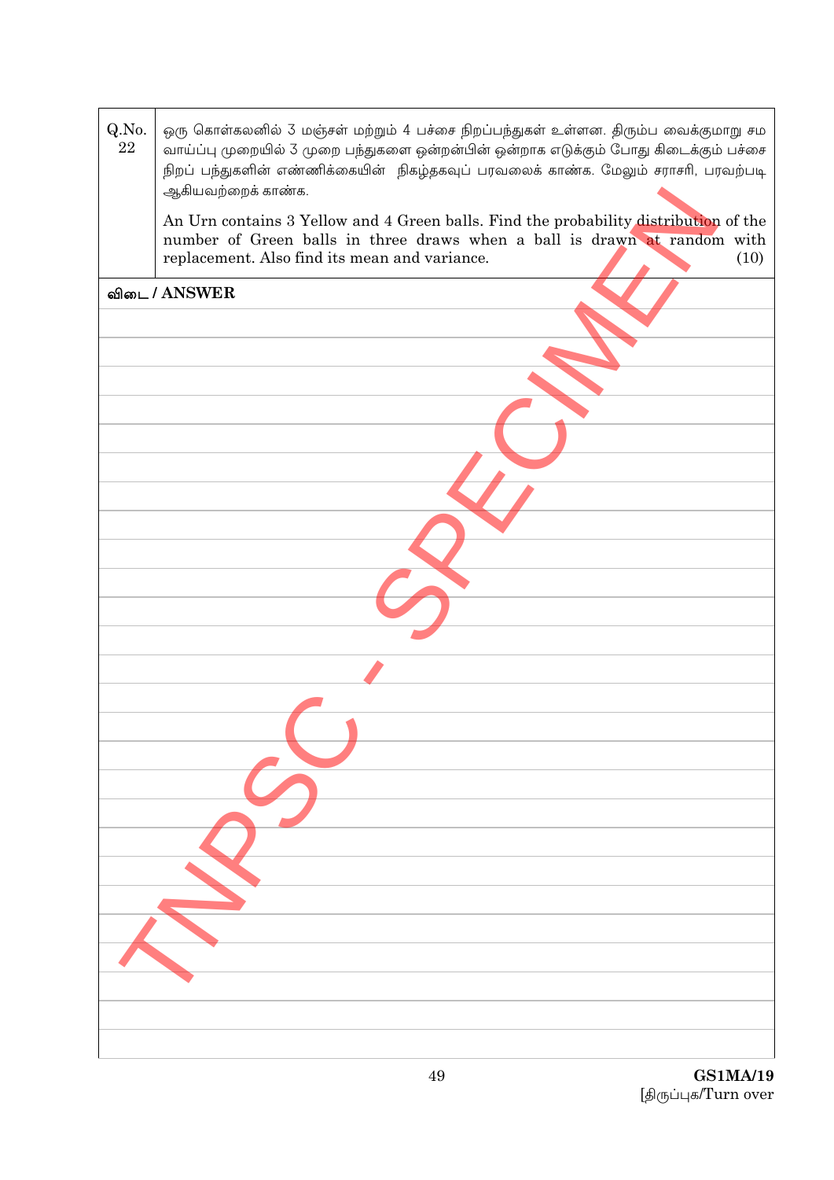| Q.No. | |
|---|---|
| 22 | ஒரு கொள்கலனில் 3 மஞ்சள் மற்றும் 4 பச்சை நிறப்பந்துகள் உள்ளன. திரும்ப வைக்குமாறு சம வாய்ப்பு முறையில் 3 முறை பந்துகளை ஒன்றன்பின் ஒன்றாக எடுக்கும் போது கிடைக்கும் பச்சை நிறப் பந்துகளின் எண்ணிக்கையின் நிகழ்தகவுப் பரவலைக் காண்க. மேலும் சராசரி, பரவற்படி ஆகியவற்றைக் காண்க. <br><br> An Urn contains 3 Yellow and 4 Green balls. Find the probability distribution of the number of Green balls in three draws when a ball is drawn at random with replacement. Also find its mean and variance. (10) |

**விடை / ANSWER**

GS1MA/19

[திருப்புக/Turn over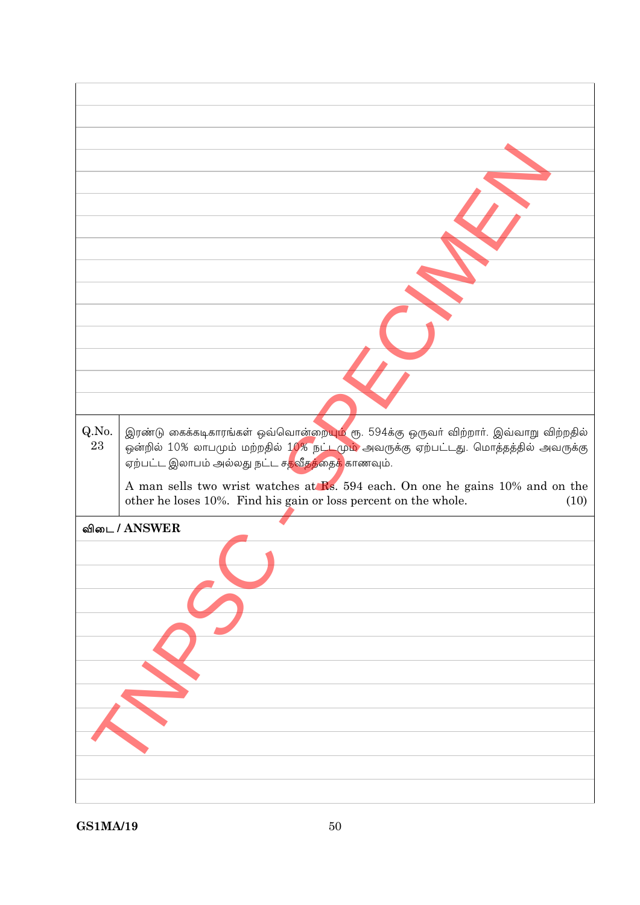| Q.No. | |
|---|---|
| 23 | இரண்டு கைக்கடிகாரங்கள் ஒவ்வொன்றையும் ரூ. 594க்கு ஒருவர் விற்றார். இவ்வாறு விற்றதில் ஒன்றில் 10% லாபமும் மற்றதில் 10% நட்டமும் அவருக்கு ஏற்பட்டது. மொத்தத்தில் அவருக்கு ஏற்பட்ட இலாபம் அல்லது நட்ட சதவீதத்தைக் காணவும். <br><br> A man sells two wrist watches at Rs. 594 each. On one he gains 10% and on the other he loses 10%. Find his gain or loss percent on the whole. (10) |

**விடை / ANSWER**

TNPSC - SPECIMEN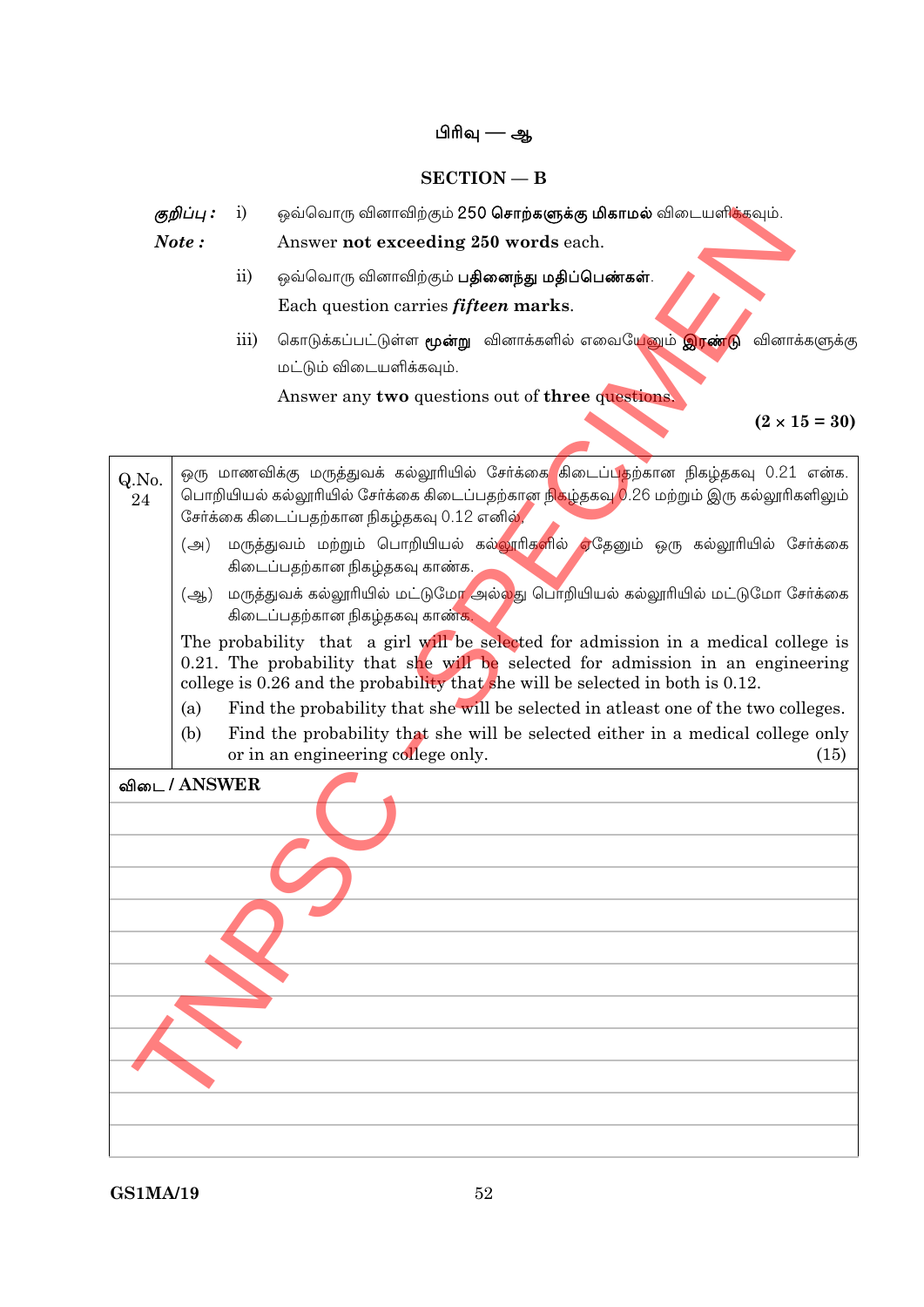## பிரிவு — ஆ

## SECTION — B

**குறிப்பு :** i) ஒவ்வொரு வினாவிற்கும் 250 **சொற்களுக்கு மிகாமல்** விடையளிக்கவும்.

***Note :*** Answer **not exceeding 250 words** each.

ii) ஒவ்வொரு வினாவிற்கும் **பதினைந்து மதிப்பெண்கள்**.

Each question carries ***fifteen*** **marks**.

iii) கொடுக்கப்பட்டுள்ள **மூன்று** வினாக்களில் எவையேனும் **இரண்டு** வினாக்களுக்கு மட்டும் விடையளிக்கவும்.

Answer any **two** questions out of **three** questions.

**(2 × 15 = 30)**

| | |
|---|---|
| Q.No. 24 | ஒரு மாணவிக்கு மருத்துவக் கல்லூரியில் சேர்க்கை கிடைப்பதற்கான நிகழ்தகவு 0.21 என்க. பொறியியல் கல்லூரியில் சேர்க்கை கிடைப்பதற்கான நிகழ்தகவு 0.26 மற்றும் இரு கல்லூரிகளிலும் சேர்க்கை கிடைப்பதற்கான நிகழ்தகவு 0.12 எனில்,<br>(அ) மருத்துவம் மற்றும் பொறியியல் கல்லூரிகளில் ஏதேனும் ஒரு கல்லூரியில் சேர்க்கை கிடைப்பதற்கான நிகழ்தகவு காண்க.<br>(ஆ) மருத்துவக் கல்லூரியில் மட்டுமோ அல்லது பொறியியல் கல்லூரியில் மட்டுமோ சேர்க்கை கிடைப்பதற்கான நிகழ்தகவு காண்க.<br>The probability that a girl will be selected for admission in a medical college is 0.21. The probability that she will be selected for admission in an engineering college is 0.26 and the probability that she will be selected in both is 0.12.<br>(a) Find the probability that she will be selected in atleast one of the two colleges.<br>(b) Find the probability that she will be selected either in a medical college only or in an engineering college only. (15) |

விடை / ANSWER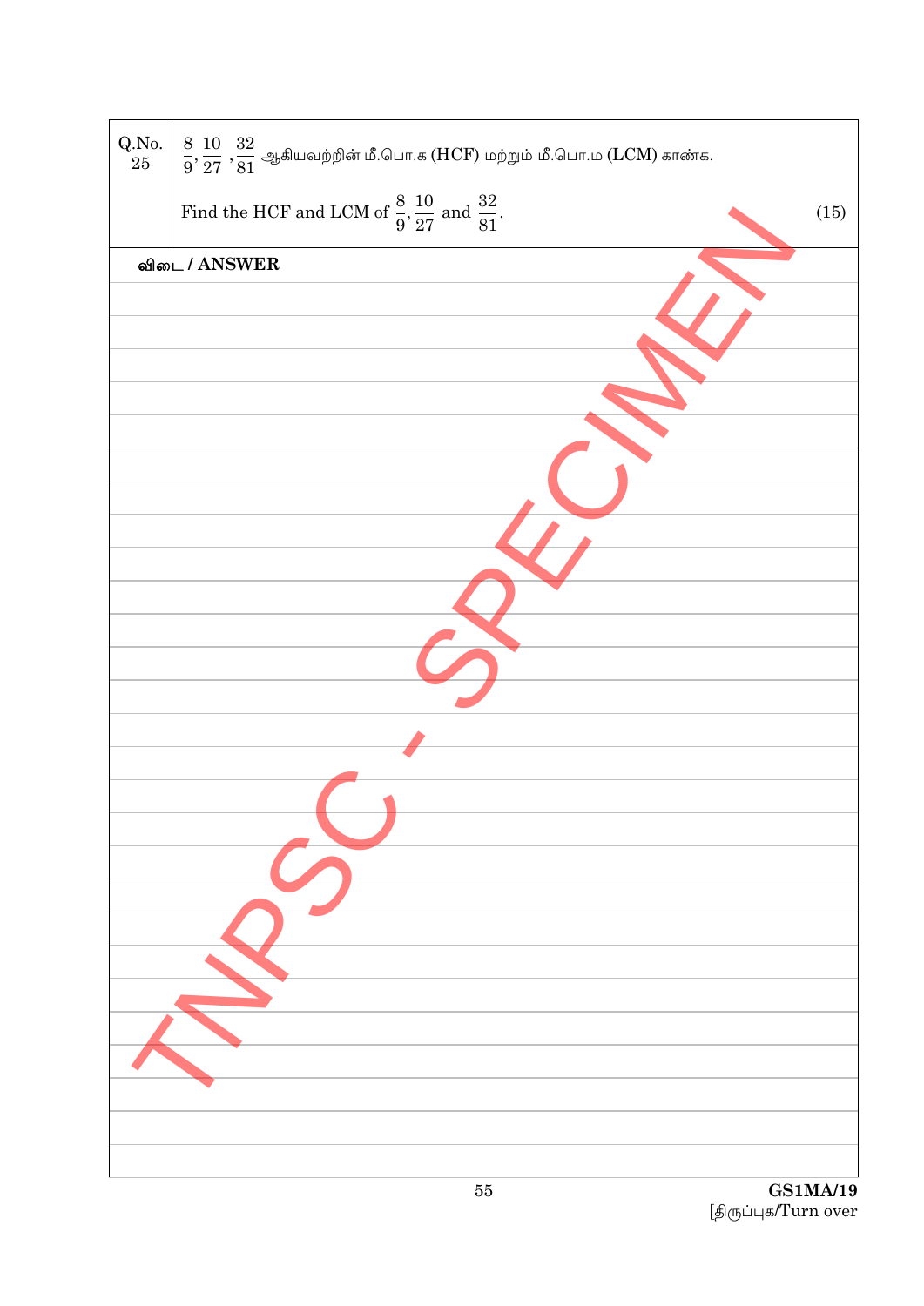| Q.No. 25 | $\frac{8}{9}, \frac{10}{27}, \frac{32}{81}$ ஆகியவற்றின் மீ.பொ.க (HCF) மற்றும் மீ.பொ.ம (LCM) காண்க. Find the HCF and LCM of $\frac{8}{9}, \frac{10}{27}$ and $\frac{32}{81}$. (15) |
| --- | --- |

**விடை / ANSWER**

TNPSC - SPECIMEN

GS1MA/19

[திருப்புக/Turn over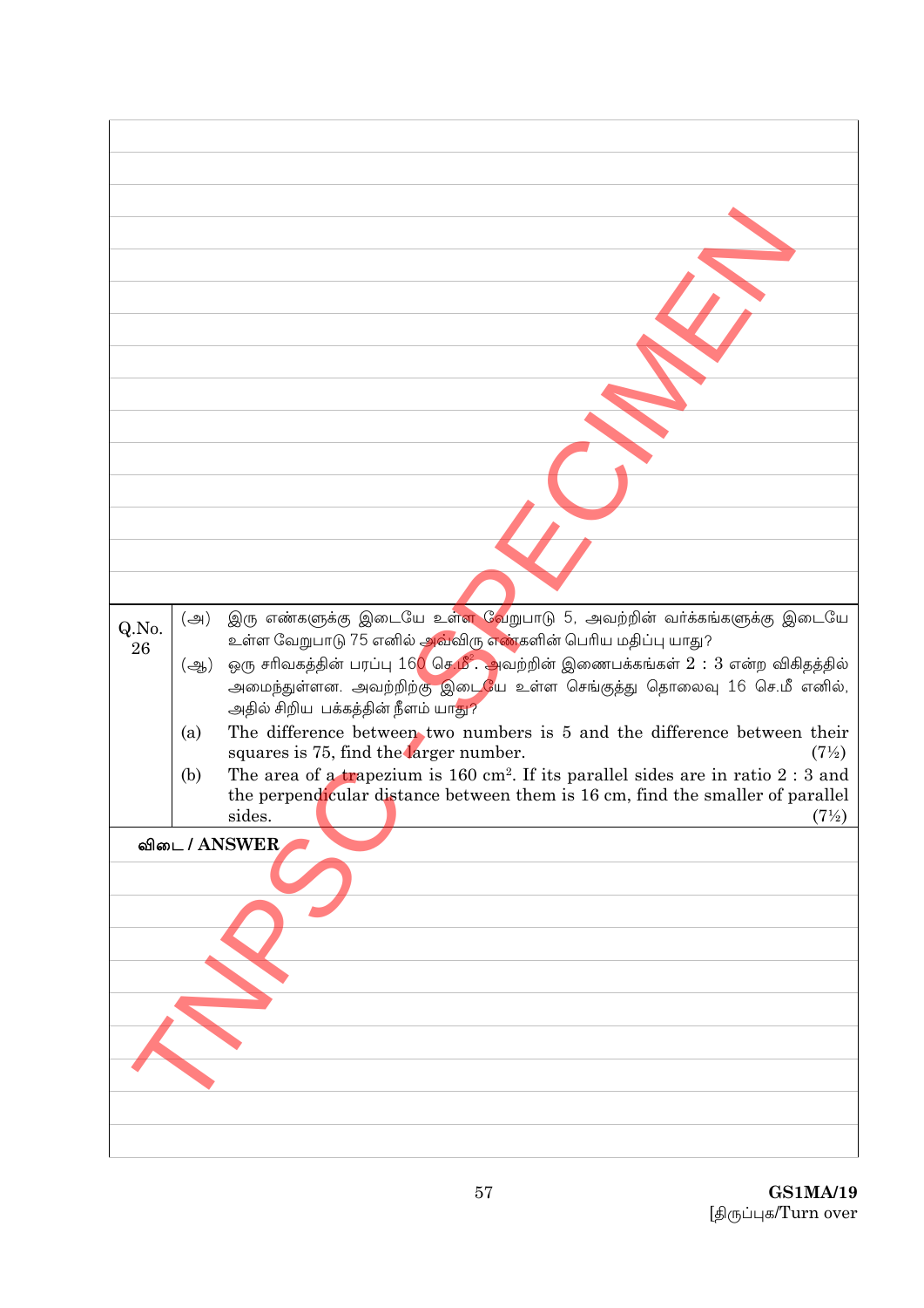**Q.No. 26**

(அ) இரு எண்களுக்கு இடையே உள்ள வேறுபாடு 5, அவற்றின் வர்க்கங்களுக்கு இடையே உள்ள வேறுபாடு 75 எனில் அவ்விரு எண்களின் பெரிய மதிப்பு யாது?

(ஆ) ஒரு சரிவகத்தின் பரப்பு 160 செ.மீ$^2$. அவற்றின் இணைபக்கங்கள் $2 : 3$ என்ற விகிதத்தில் அமைந்துள்ளன. அவற்றிற்கு இடையே உள்ள செங்குத்து தொலைவு 16 செ.மீ எனில், அதில் சிறிய பக்கத்தின் நீளம் யாது?

(a) The difference between two numbers is 5 and the difference between their squares is 75, find the larger number. (7½)

(b) The area of a trapezium is 160 cm$^2$. If its parallel sides are in ratio $2 : 3$ and the perpendicular distance between them is 16 cm, find the smaller of parallel sides. (7½)

**விடை / ANSWER**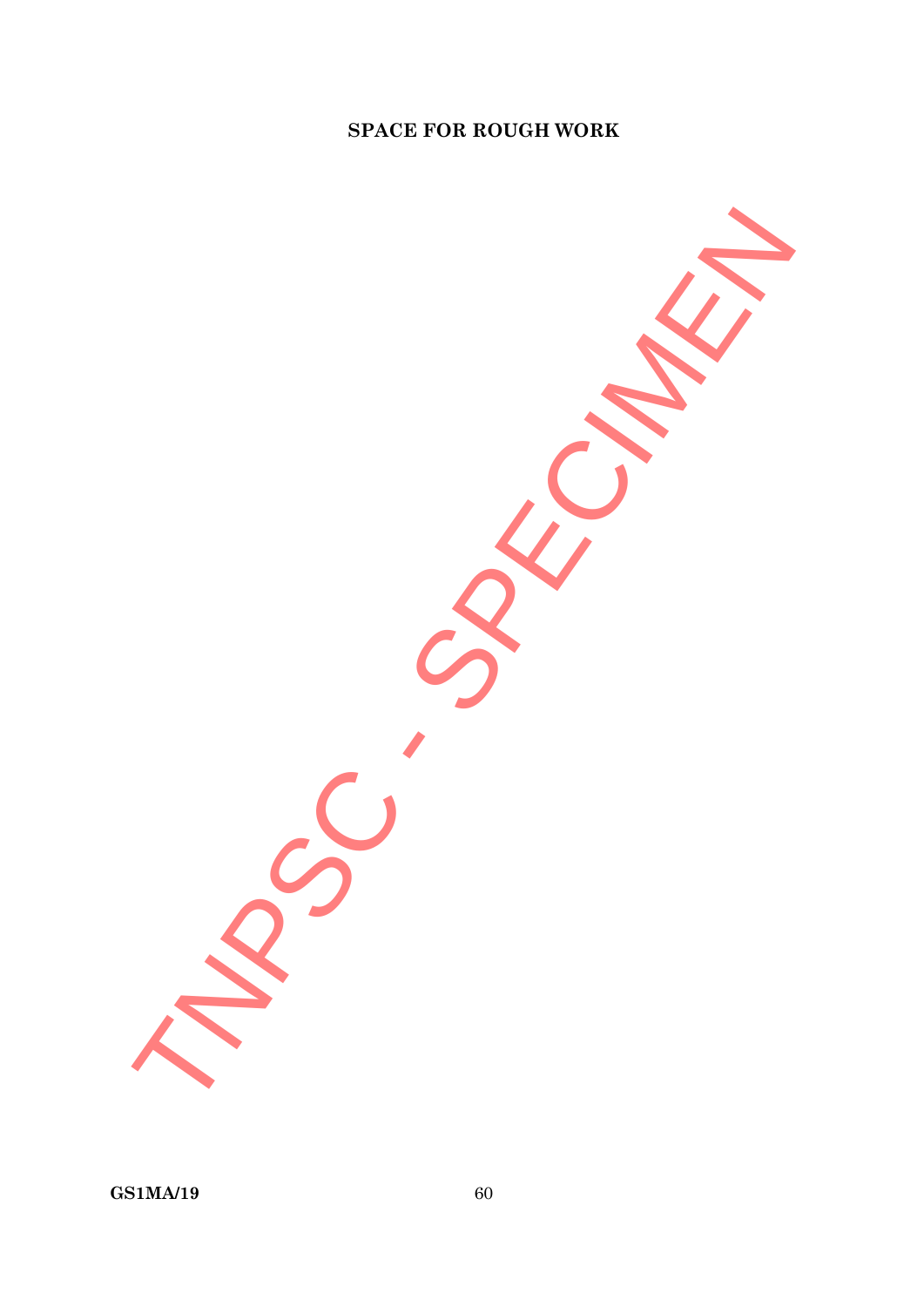**SPACE FOR ROUGH WORK**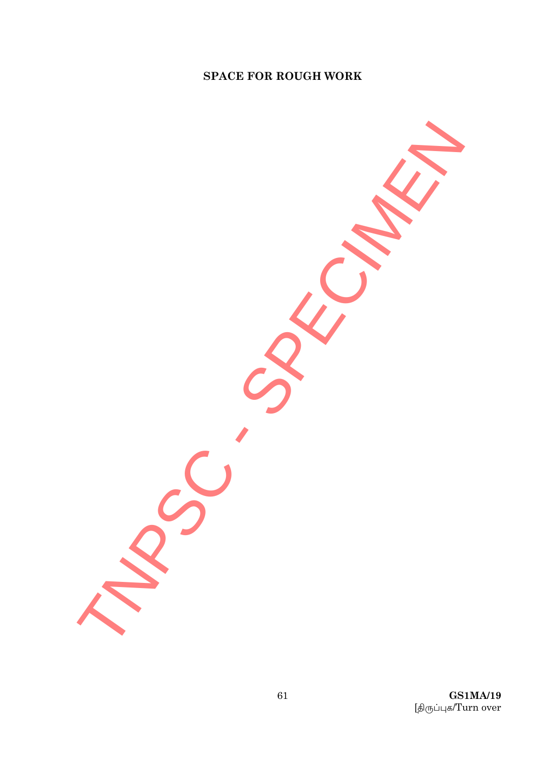**SPACE FOR ROUGH WORK**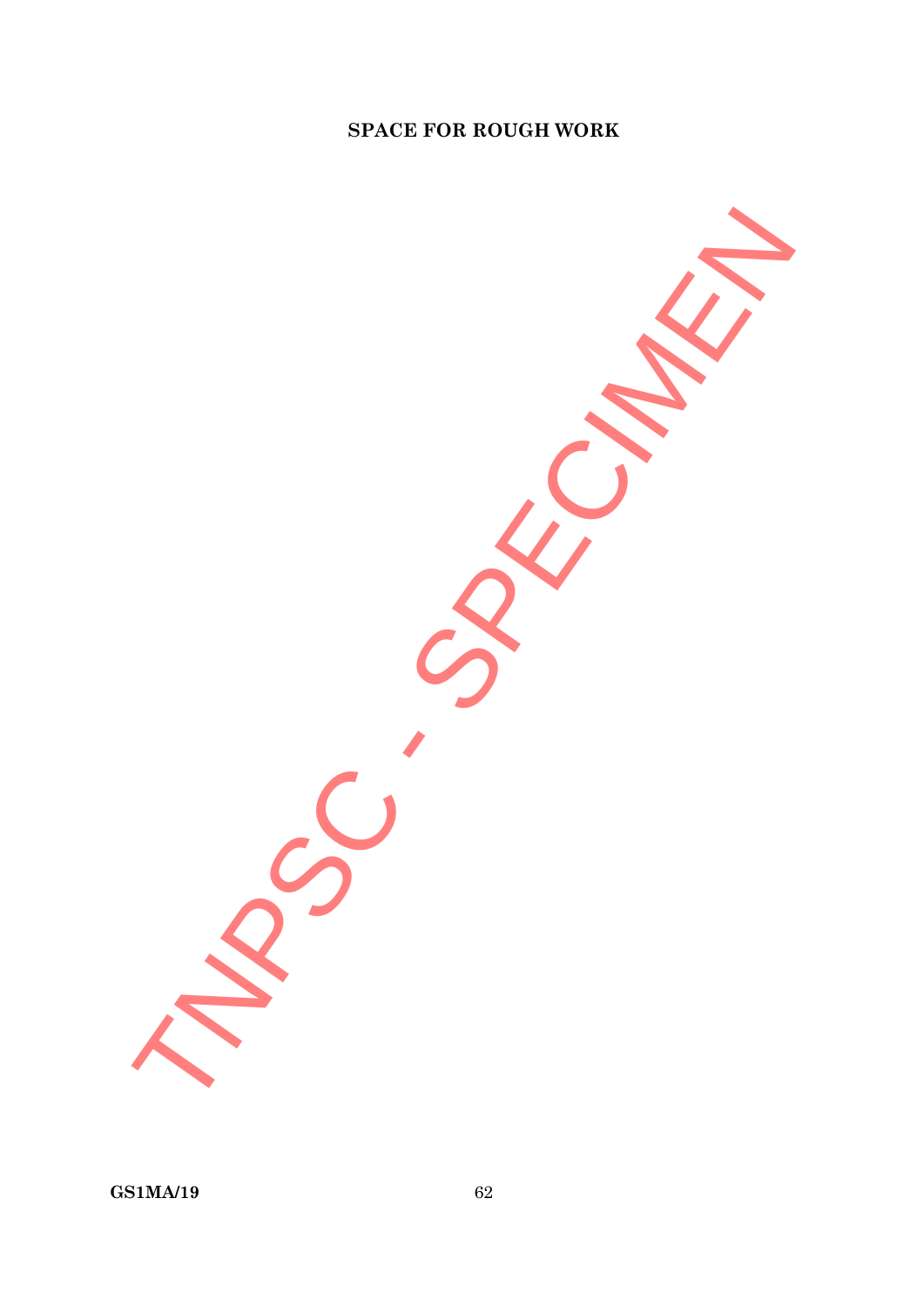**SPACE FOR ROUGH WORK**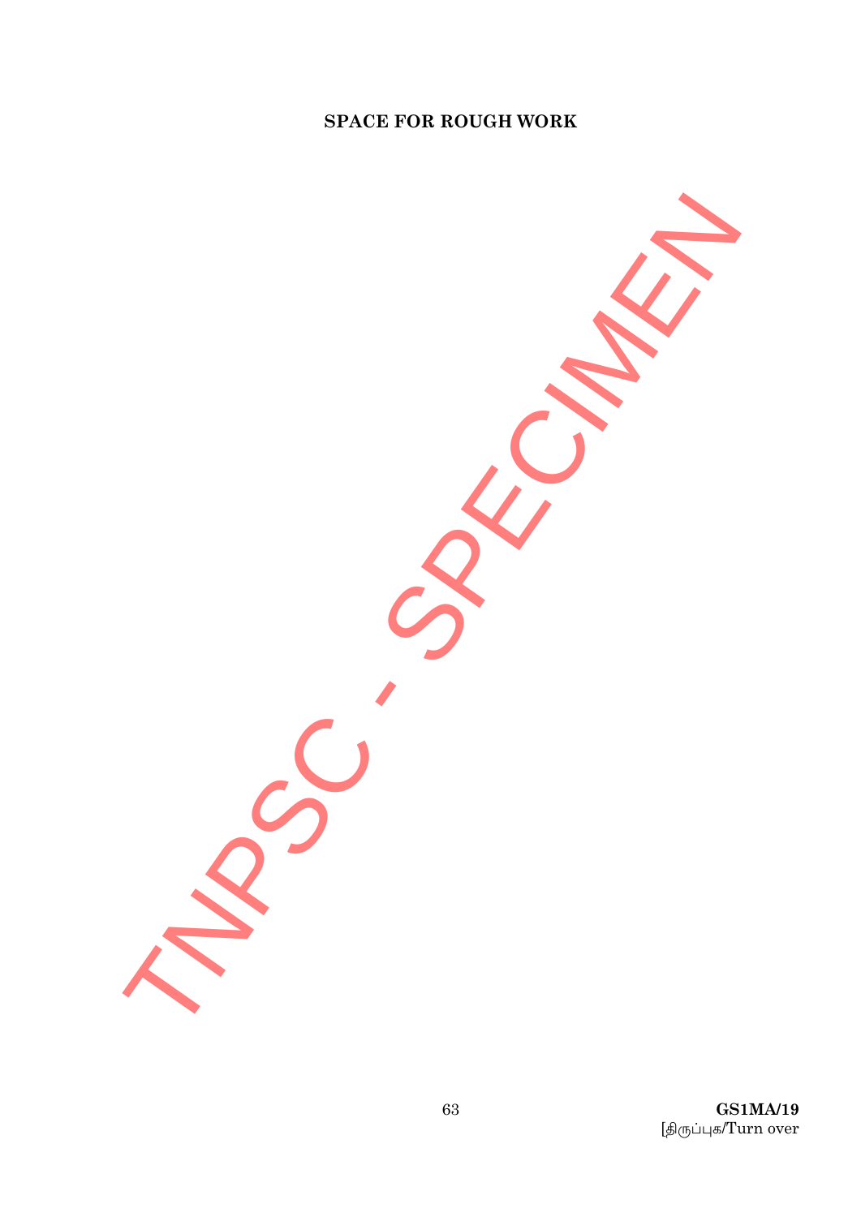**SPACE FOR ROUGH WORK**